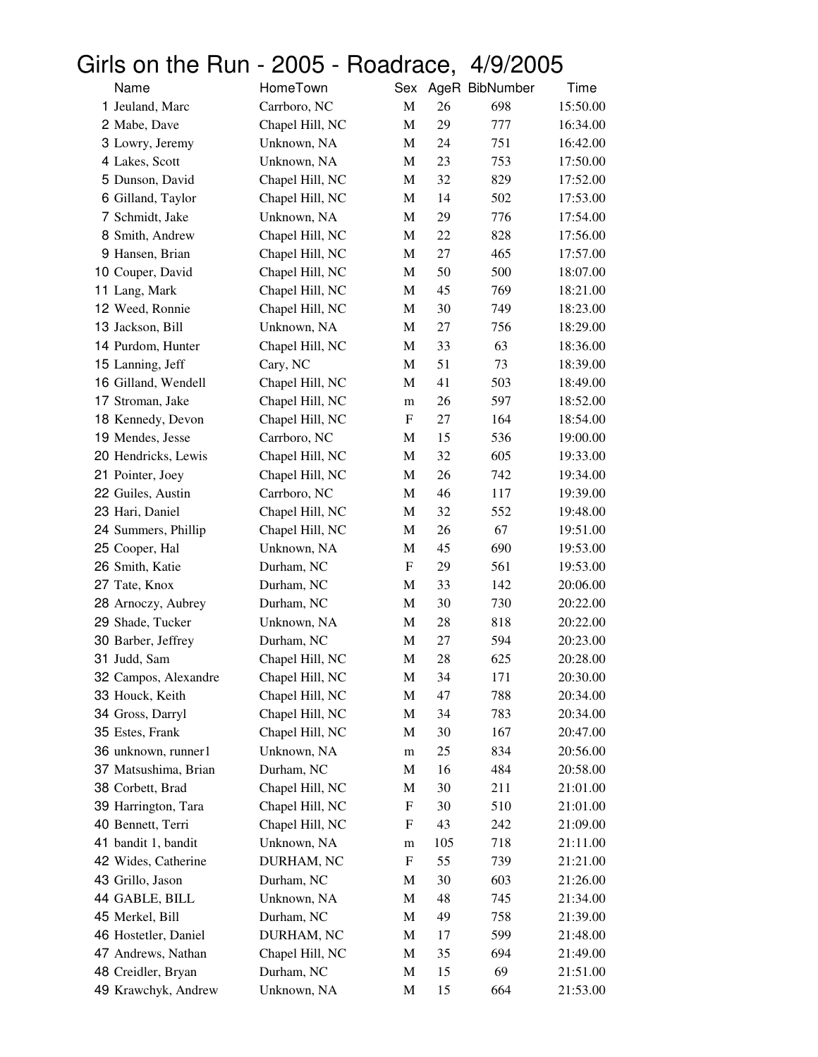# Girls on the Run - 2005 - Roadrace, 4/9/2005

| | Name | HomeTown | Sex | AgeR | BibNumber | Time |
|---|---|---|---|---|---|---|
| 1 | Jeuland, Marc | Carrboro, NC | M | 26 | 698 | 15:50.00 |
| 2 | Mabe, Dave | Chapel Hill, NC | M | 29 | 777 | 16:34.00 |
| 3 | Lowry, Jeremy | Unknown, NA | M | 24 | 751 | 16:42.00 |
| 4 | Lakes, Scott | Unknown, NA | M | 23 | 753 | 17:50.00 |
| 5 | Dunson, David | Chapel Hill, NC | M | 32 | 829 | 17:52.00 |
| 6 | Gilland, Taylor | Chapel Hill, NC | M | 14 | 502 | 17:53.00 |
| 7 | Schmidt, Jake | Unknown, NA | M | 29 | 776 | 17:54.00 |
| 8 | Smith, Andrew | Chapel Hill, NC | M | 22 | 828 | 17:56.00 |
| 9 | Hansen, Brian | Chapel Hill, NC | M | 27 | 465 | 17:57.00 |
| 10 | Couper, David | Chapel Hill, NC | M | 50 | 500 | 18:07.00 |
| 11 | Lang, Mark | Chapel Hill, NC | M | 45 | 769 | 18:21.00 |
| 12 | Weed, Ronnie | Chapel Hill, NC | M | 30 | 749 | 18:23.00 |
| 13 | Jackson, Bill | Unknown, NA | M | 27 | 756 | 18:29.00 |
| 14 | Purdom, Hunter | Chapel Hill, NC | M | 33 | 63 | 18:36.00 |
| 15 | Lanning, Jeff | Cary, NC | M | 51 | 73 | 18:39.00 |
| 16 | Gilland, Wendell | Chapel Hill, NC | M | 41 | 503 | 18:49.00 |
| 17 | Stroman, Jake | Chapel Hill, NC | m | 26 | 597 | 18:52.00 |
| 18 | Kennedy, Devon | Chapel Hill, NC | F | 27 | 164 | 18:54.00 |
| 19 | Mendes, Jesse | Carrboro, NC | M | 15 | 536 | 19:00.00 |
| 20 | Hendricks, Lewis | Chapel Hill, NC | M | 32 | 605 | 19:33.00 |
| 21 | Pointer, Joey | Chapel Hill, NC | M | 26 | 742 | 19:34.00 |
| 22 | Guiles, Austin | Carrboro, NC | M | 46 | 117 | 19:39.00 |
| 23 | Hari, Daniel | Chapel Hill, NC | M | 32 | 552 | 19:48.00 |
| 24 | Summers, Phillip | Chapel Hill, NC | M | 26 | 67 | 19:51.00 |
| 25 | Cooper, Hal | Unknown, NA | M | 45 | 690 | 19:53.00 |
| 26 | Smith, Katie | Durham, NC | F | 29 | 561 | 19:53.00 |
| 27 | Tate, Knox | Durham, NC | M | 33 | 142 | 20:06.00 |
| 28 | Arnoczy, Aubrey | Durham, NC | M | 30 | 730 | 20:22.00 |
| 29 | Shade, Tucker | Unknown, NA | M | 28 | 818 | 20:22.00 |
| 30 | Barber, Jeffrey | Durham, NC | M | 27 | 594 | 20:23.00 |
| 31 | Judd, Sam | Chapel Hill, NC | M | 28 | 625 | 20:28.00 |
| 32 | Campos, Alexandre | Chapel Hill, NC | M | 34 | 171 | 20:30.00 |
| 33 | Houck, Keith | Chapel Hill, NC | M | 47 | 788 | 20:34.00 |
| 34 | Gross, Darryl | Chapel Hill, NC | M | 34 | 783 | 20:34.00 |
| 35 | Estes, Frank | Chapel Hill, NC | M | 30 | 167 | 20:47.00 |
| 36 | unknown, runner1 | Unknown, NA | m | 25 | 834 | 20:56.00 |
| 37 | Matsushima, Brian | Durham, NC | M | 16 | 484 | 20:58.00 |
| 38 | Corbett, Brad | Chapel Hill, NC | M | 30 | 211 | 21:01.00 |
| 39 | Harrington, Tara | Chapel Hill, NC | F | 30 | 510 | 21:01.00 |
| 40 | Bennett, Terri | Chapel Hill, NC | F | 43 | 242 | 21:09.00 |
| 41 | bandit 1, bandit | Unknown, NA | m | 105 | 718 | 21:11.00 |
| 42 | Wides, Catherine | DURHAM, NC | F | 55 | 739 | 21:21.00 |
| 43 | Grillo, Jason | Durham, NC | M | 30 | 603 | 21:26.00 |
| 44 | GABLE, BILL | Unknown, NA | M | 48 | 745 | 21:34.00 |
| 45 | Merkel, Bill | Durham, NC | M | 49 | 758 | 21:39.00 |
| 46 | Hostetler, Daniel | DURHAM, NC | M | 17 | 599 | 21:48.00 |
| 47 | Andrews, Nathan | Chapel Hill, NC | M | 35 | 694 | 21:49.00 |
| 48 | Creidler, Bryan | Durham, NC | M | 15 | 69 | 21:51.00 |
| 49 | Krawchyk, Andrew | Unknown, NA | M | 15 | 664 | 21:53.00 |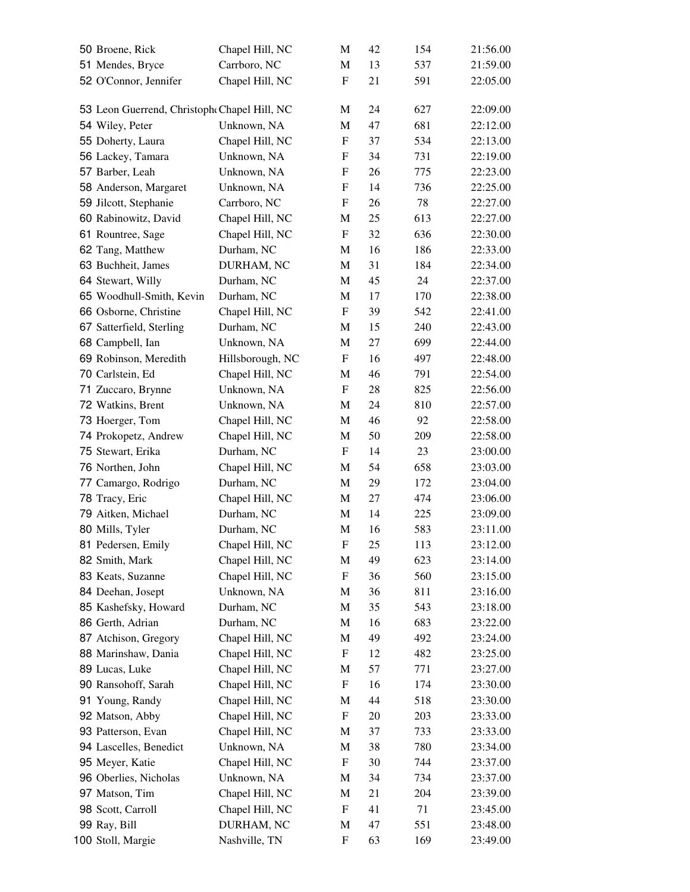| | | | | | | |
|---|---|---|---|---|---|---|
| 50 | Broene, Rick | Chapel Hill, NC | M | 42 | 154 | 21:56.00 |
| 51 | Mendes, Bryce | Carrboro, NC | M | 13 | 537 | 21:59.00 |
| 52 | O'Connor, Jennifer | Chapel Hill, NC | F | 21 | 591 | 22:05.00 |
| 53 | Leon Guerrend, Christoph | Chapel Hill, NC | M | 24 | 627 | 22:09.00 |
| 54 | Wiley, Peter | Unknown, NA | M | 47 | 681 | 22:12.00 |
| 55 | Doherty, Laura | Chapel Hill, NC | F | 37 | 534 | 22:13.00 |
| 56 | Lackey, Tamara | Unknown, NA | F | 34 | 731 | 22:19.00 |
| 57 | Barber, Leah | Unknown, NA | F | 26 | 775 | 22:23.00 |
| 58 | Anderson, Margaret | Unknown, NA | F | 14 | 736 | 22:25.00 |
| 59 | Jilcott, Stephanie | Carrboro, NC | F | 26 | 78 | 22:27.00 |
| 60 | Rabinowitz, David | Chapel Hill, NC | M | 25 | 613 | 22:27.00 |
| 61 | Rountree, Sage | Chapel Hill, NC | F | 32 | 636 | 22:30.00 |
| 62 | Tang, Matthew | Durham, NC | M | 16 | 186 | 22:33.00 |
| 63 | Buchheit, James | DURHAM, NC | M | 31 | 184 | 22:34.00 |
| 64 | Stewart, Willy | Durham, NC | M | 45 | 24 | 22:37.00 |
| 65 | Woodhull-Smith, Kevin | Durham, NC | M | 17 | 170 | 22:38.00 |
| 66 | Osborne, Christine | Chapel Hill, NC | F | 39 | 542 | 22:41.00 |
| 67 | Satterfield, Sterling | Durham, NC | M | 15 | 240 | 22:43.00 |
| 68 | Campbell, Ian | Unknown, NA | M | 27 | 699 | 22:44.00 |
| 69 | Robinson, Meredith | Hillsborough, NC | F | 16 | 497 | 22:48.00 |
| 70 | Carlstein, Ed | Chapel Hill, NC | M | 46 | 791 | 22:54.00 |
| 71 | Zuccaro, Brynne | Unknown, NA | F | 28 | 825 | 22:56.00 |
| 72 | Watkins, Brent | Unknown, NA | M | 24 | 810 | 22:57.00 |
| 73 | Hoerger, Tom | Chapel Hill, NC | M | 46 | 92 | 22:58.00 |
| 74 | Prokopetz, Andrew | Chapel Hill, NC | M | 50 | 209 | 22:58.00 |
| 75 | Stewart, Erika | Durham, NC | F | 14 | 23 | 23:00.00 |
| 76 | Northen, John | Chapel Hill, NC | M | 54 | 658 | 23:03.00 |
| 77 | Camargo, Rodrigo | Durham, NC | M | 29 | 172 | 23:04.00 |
| 78 | Tracy, Eric | Chapel Hill, NC | M | 27 | 474 | 23:06.00 |
| 79 | Aitken, Michael | Durham, NC | M | 14 | 225 | 23:09.00 |
| 80 | Mills, Tyler | Durham, NC | M | 16 | 583 | 23:11.00 |
| 81 | Pedersen, Emily | Chapel Hill, NC | F | 25 | 113 | 23:12.00 |
| 82 | Smith, Mark | Chapel Hill, NC | M | 49 | 623 | 23:14.00 |
| 83 | Keats, Suzanne | Chapel Hill, NC | F | 36 | 560 | 23:15.00 |
| 84 | Deehan, Josept | Unknown, NA | M | 36 | 811 | 23:16.00 |
| 85 | Kashefsky, Howard | Durham, NC | M | 35 | 543 | 23:18.00 |
| 86 | Gerth, Adrian | Durham, NC | M | 16 | 683 | 23:22.00 |
| 87 | Atchison, Gregory | Chapel Hill, NC | M | 49 | 492 | 23:24.00 |
| 88 | Marinshaw, Dania | Chapel Hill, NC | F | 12 | 482 | 23:25.00 |
| 89 | Lucas, Luke | Chapel Hill, NC | M | 57 | 771 | 23:27.00 |
| 90 | Ransohoff, Sarah | Chapel Hill, NC | F | 16 | 174 | 23:30.00 |
| 91 | Young, Randy | Chapel Hill, NC | M | 44 | 518 | 23:30.00 |
| 92 | Matson, Abby | Chapel Hill, NC | F | 20 | 203 | 23:33.00 |
| 93 | Patterson, Evan | Chapel Hill, NC | M | 37 | 733 | 23:33.00 |
| 94 | Lascelles, Benedict | Unknown, NA | M | 38 | 780 | 23:34.00 |
| 95 | Meyer, Katie | Chapel Hill, NC | F | 30 | 744 | 23:37.00 |
| 96 | Oberlies, Nicholas | Unknown, NA | M | 34 | 734 | 23:37.00 |
| 97 | Matson, Tim | Chapel Hill, NC | M | 21 | 204 | 23:39.00 |
| 98 | Scott, Carroll | Chapel Hill, NC | F | 41 | 71 | 23:45.00 |
| 99 | Ray, Bill | DURHAM, NC | M | 47 | 551 | 23:48.00 |
| 100 | Stoll, Margie | Nashville, TN | F | 63 | 169 | 23:49.00 |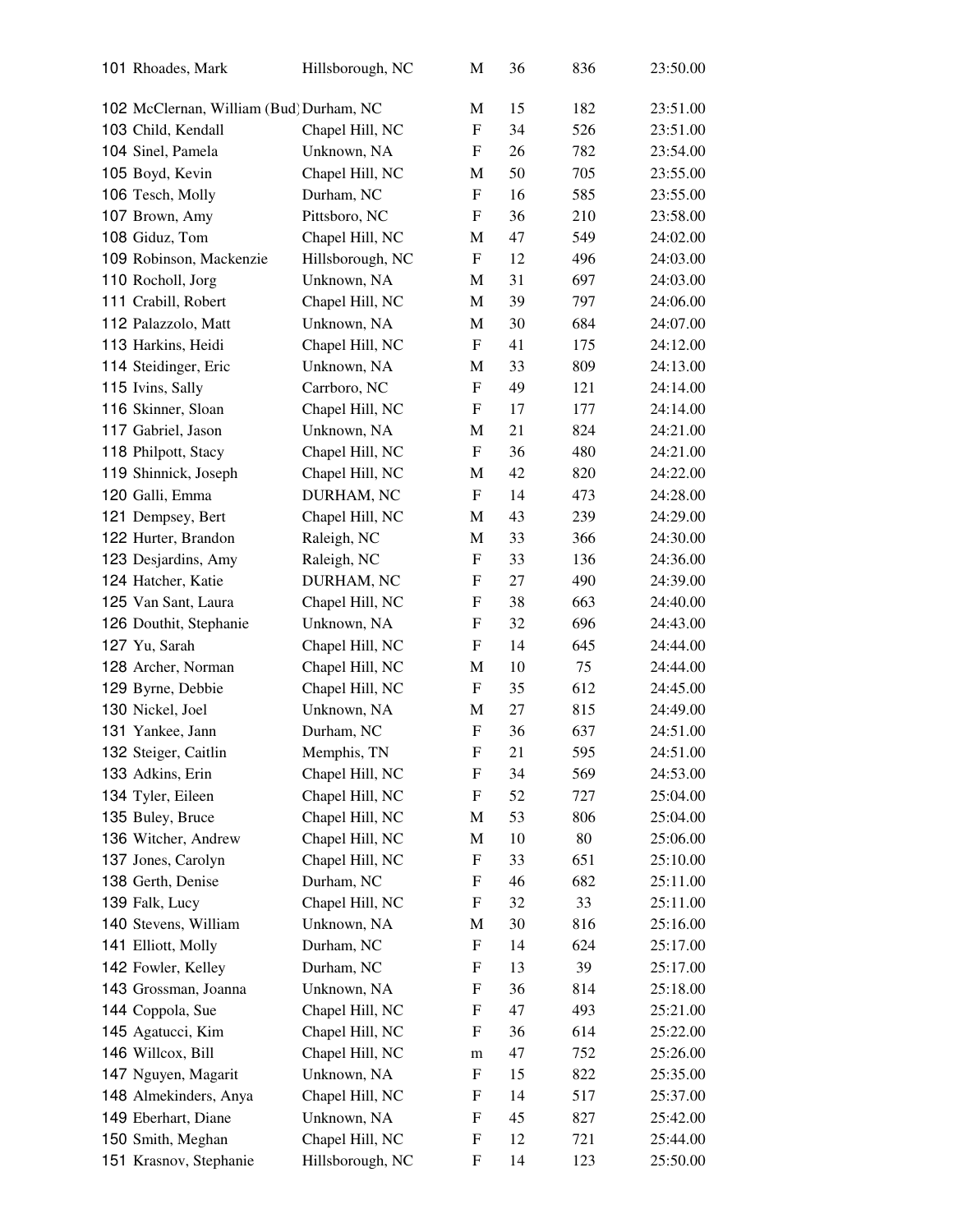| | | | | | | |
|---|---|---|---|---|---|---|
| 101 | Rhoades, Mark | Hillsborough, NC | M | 36 | 836 | 23:50.00 |
| 102 | McClernan, William (Bud) | Durham, NC | M | 15 | 182 | 23:51.00 |
| 103 | Child, Kendall | Chapel Hill, NC | F | 34 | 526 | 23:51.00 |
| 104 | Sinel, Pamela | Unknown, NA | F | 26 | 782 | 23:54.00 |
| 105 | Boyd, Kevin | Chapel Hill, NC | M | 50 | 705 | 23:55.00 |
| 106 | Tesch, Molly | Durham, NC | F | 16 | 585 | 23:55.00 |
| 107 | Brown, Amy | Pittsboro, NC | F | 36 | 210 | 23:58.00 |
| 108 | Giduz, Tom | Chapel Hill, NC | M | 47 | 549 | 24:02.00 |
| 109 | Robinson, Mackenzie | Hillsborough, NC | F | 12 | 496 | 24:03.00 |
| 110 | Rocholl, Jorg | Unknown, NA | M | 31 | 697 | 24:03.00 |
| 111 | Crabill, Robert | Chapel Hill, NC | M | 39 | 797 | 24:06.00 |
| 112 | Palazzolo, Matt | Unknown, NA | M | 30 | 684 | 24:07.00 |
| 113 | Harkins, Heidi | Chapel Hill, NC | F | 41 | 175 | 24:12.00 |
| 114 | Steidinger, Eric | Unknown, NA | M | 33 | 809 | 24:13.00 |
| 115 | Ivins, Sally | Carrboro, NC | F | 49 | 121 | 24:14.00 |
| 116 | Skinner, Sloan | Chapel Hill, NC | F | 17 | 177 | 24:14.00 |
| 117 | Gabriel, Jason | Unknown, NA | M | 21 | 824 | 24:21.00 |
| 118 | Philpott, Stacy | Chapel Hill, NC | F | 36 | 480 | 24:21.00 |
| 119 | Shinnick, Joseph | Chapel Hill, NC | M | 42 | 820 | 24:22.00 |
| 120 | Galli, Emma | DURHAM, NC | F | 14 | 473 | 24:28.00 |
| 121 | Dempsey, Bert | Chapel Hill, NC | M | 43 | 239 | 24:29.00 |
| 122 | Hurter, Brandon | Raleigh, NC | M | 33 | 366 | 24:30.00 |
| 123 | Desjardins, Amy | Raleigh, NC | F | 33 | 136 | 24:36.00 |
| 124 | Hatcher, Katie | DURHAM, NC | F | 27 | 490 | 24:39.00 |
| 125 | Van Sant, Laura | Chapel Hill, NC | F | 38 | 663 | 24:40.00 |
| 126 | Douthit, Stephanie | Unknown, NA | F | 32 | 696 | 24:43.00 |
| 127 | Yu, Sarah | Chapel Hill, NC | F | 14 | 645 | 24:44.00 |
| 128 | Archer, Norman | Chapel Hill, NC | M | 10 | 75 | 24:44.00 |
| 129 | Byrne, Debbie | Chapel Hill, NC | F | 35 | 612 | 24:45.00 |
| 130 | Nickel, Joel | Unknown, NA | M | 27 | 815 | 24:49.00 |
| 131 | Yankee, Jann | Durham, NC | F | 36 | 637 | 24:51.00 |
| 132 | Steiger, Caitlin | Memphis, TN | F | 21 | 595 | 24:51.00 |
| 133 | Adkins, Erin | Chapel Hill, NC | F | 34 | 569 | 24:53.00 |
| 134 | Tyler, Eileen | Chapel Hill, NC | F | 52 | 727 | 25:04.00 |
| 135 | Buley, Bruce | Chapel Hill, NC | M | 53 | 806 | 25:04.00 |
| 136 | Witcher, Andrew | Chapel Hill, NC | M | 10 | 80 | 25:06.00 |
| 137 | Jones, Carolyn | Chapel Hill, NC | F | 33 | 651 | 25:10.00 |
| 138 | Gerth, Denise | Durham, NC | F | 46 | 682 | 25:11.00 |
| 139 | Falk, Lucy | Chapel Hill, NC | F | 32 | 33 | 25:11.00 |
| 140 | Stevens, William | Unknown, NA | M | 30 | 816 | 25:16.00 |
| 141 | Elliott, Molly | Durham, NC | F | 14 | 624 | 25:17.00 |
| 142 | Fowler, Kelley | Durham, NC | F | 13 | 39 | 25:17.00 |
| 143 | Grossman, Joanna | Unknown, NA | F | 36 | 814 | 25:18.00 |
| 144 | Coppola, Sue | Chapel Hill, NC | F | 47 | 493 | 25:21.00 |
| 145 | Agatucci, Kim | Chapel Hill, NC | F | 36 | 614 | 25:22.00 |
| 146 | Willcox, Bill | Chapel Hill, NC | m | 47 | 752 | 25:26.00 |
| 147 | Nguyen, Magarit | Unknown, NA | F | 15 | 822 | 25:35.00 |
| 148 | Almekinders, Anya | Chapel Hill, NC | F | 14 | 517 | 25:37.00 |
| 149 | Eberhart, Diane | Unknown, NA | F | 45 | 827 | 25:42.00 |
| 150 | Smith, Meghan | Chapel Hill, NC | F | 12 | 721 | 25:44.00 |
| 151 | Krasnov, Stephanie | Hillsborough, NC | F | 14 | 123 | 25:50.00 |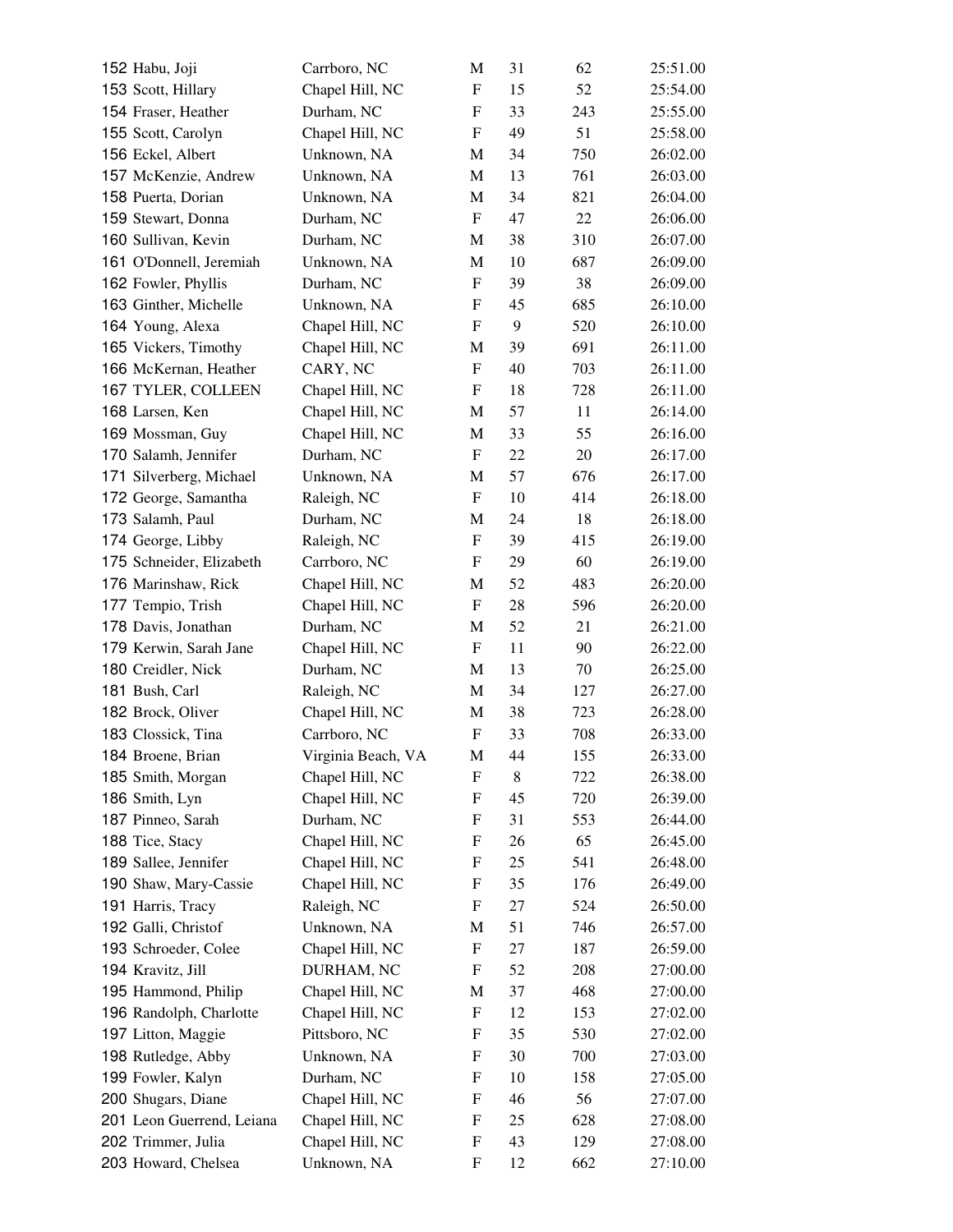| | | | | | |
|---|---|---|---|---|---|
| 152 Habu, Joji | Carrboro, NC | M | 31 | 62 | 25:51.00 |
| 153 Scott, Hillary | Chapel Hill, NC | F | 15 | 52 | 25:54.00 |
| 154 Fraser, Heather | Durham, NC | F | 33 | 243 | 25:55.00 |
| 155 Scott, Carolyn | Chapel Hill, NC | F | 49 | 51 | 25:58.00 |
| 156 Eckel, Albert | Unknown, NA | M | 34 | 750 | 26:02.00 |
| 157 McKenzie, Andrew | Unknown, NA | M | 13 | 761 | 26:03.00 |
| 158 Puerta, Dorian | Unknown, NA | M | 34 | 821 | 26:04.00 |
| 159 Stewart, Donna | Durham, NC | F | 47 | 22 | 26:06.00 |
| 160 Sullivan, Kevin | Durham, NC | M | 38 | 310 | 26:07.00 |
| 161 O'Donnell, Jeremiah | Unknown, NA | M | 10 | 687 | 26:09.00 |
| 162 Fowler, Phyllis | Durham, NC | F | 39 | 38 | 26:09.00 |
| 163 Ginther, Michelle | Unknown, NA | F | 45 | 685 | 26:10.00 |
| 164 Young, Alexa | Chapel Hill, NC | F | 9 | 520 | 26:10.00 |
| 165 Vickers, Timothy | Chapel Hill, NC | M | 39 | 691 | 26:11.00 |
| 166 McKernan, Heather | CARY, NC | F | 40 | 703 | 26:11.00 |
| 167 TYLER, COLLEEN | Chapel Hill, NC | F | 18 | 728 | 26:11.00 |
| 168 Larsen, Ken | Chapel Hill, NC | M | 57 | 11 | 26:14.00 |
| 169 Mossman, Guy | Chapel Hill, NC | M | 33 | 55 | 26:16.00 |
| 170 Salamh, Jennifer | Durham, NC | F | 22 | 20 | 26:17.00 |
| 171 Silverberg, Michael | Unknown, NA | M | 57 | 676 | 26:17.00 |
| 172 George, Samantha | Raleigh, NC | F | 10 | 414 | 26:18.00 |
| 173 Salamh, Paul | Durham, NC | M | 24 | 18 | 26:18.00 |
| 174 George, Libby | Raleigh, NC | F | 39 | 415 | 26:19.00 |
| 175 Schneider, Elizabeth | Carrboro, NC | F | 29 | 60 | 26:19.00 |
| 176 Marinshaw, Rick | Chapel Hill, NC | M | 52 | 483 | 26:20.00 |
| 177 Tempio, Trish | Chapel Hill, NC | F | 28 | 596 | 26:20.00 |
| 178 Davis, Jonathan | Durham, NC | M | 52 | 21 | 26:21.00 |
| 179 Kerwin, Sarah Jane | Chapel Hill, NC | F | 11 | 90 | 26:22.00 |
| 180 Creidler, Nick | Durham, NC | M | 13 | 70 | 26:25.00 |
| 181 Bush, Carl | Raleigh, NC | M | 34 | 127 | 26:27.00 |
| 182 Brock, Oliver | Chapel Hill, NC | M | 38 | 723 | 26:28.00 |
| 183 Clossick, Tina | Carrboro, NC | F | 33 | 708 | 26:33.00 |
| 184 Broene, Brian | Virginia Beach, VA | M | 44 | 155 | 26:33.00 |
| 185 Smith, Morgan | Chapel Hill, NC | F | 8 | 722 | 26:38.00 |
| 186 Smith, Lyn | Chapel Hill, NC | F | 45 | 720 | 26:39.00 |
| 187 Pinneo, Sarah | Durham, NC | F | 31 | 553 | 26:44.00 |
| 188 Tice, Stacy | Chapel Hill, NC | F | 26 | 65 | 26:45.00 |
| 189 Sallee, Jennifer | Chapel Hill, NC | F | 25 | 541 | 26:48.00 |
| 190 Shaw, Mary-Cassie | Chapel Hill, NC | F | 35 | 176 | 26:49.00 |
| 191 Harris, Tracy | Raleigh, NC | F | 27 | 524 | 26:50.00 |
| 192 Galli, Christof | Unknown, NA | M | 51 | 746 | 26:57.00 |
| 193 Schroeder, Colee | Chapel Hill, NC | F | 27 | 187 | 26:59.00 |
| 194 Kravitz, Jill | DURHAM, NC | F | 52 | 208 | 27:00.00 |
| 195 Hammond, Philip | Chapel Hill, NC | M | 37 | 468 | 27:00.00 |
| 196 Randolph, Charlotte | Chapel Hill, NC | F | 12 | 153 | 27:02.00 |
| 197 Litton, Maggie | Pittsboro, NC | F | 35 | 530 | 27:02.00 |
| 198 Rutledge, Abby | Unknown, NA | F | 30 | 700 | 27:03.00 |
| 199 Fowler, Kalyn | Durham, NC | F | 10 | 158 | 27:05.00 |
| 200 Shugars, Diane | Chapel Hill, NC | F | 46 | 56 | 27:07.00 |
| 201 Leon Guerrend, Leiana | Chapel Hill, NC | F | 25 | 628 | 27:08.00 |
| 202 Trimmer, Julia | Chapel Hill, NC | F | 43 | 129 | 27:08.00 |
| 203 Howard, Chelsea | Unknown, NA | F | 12 | 662 | 27:10.00 |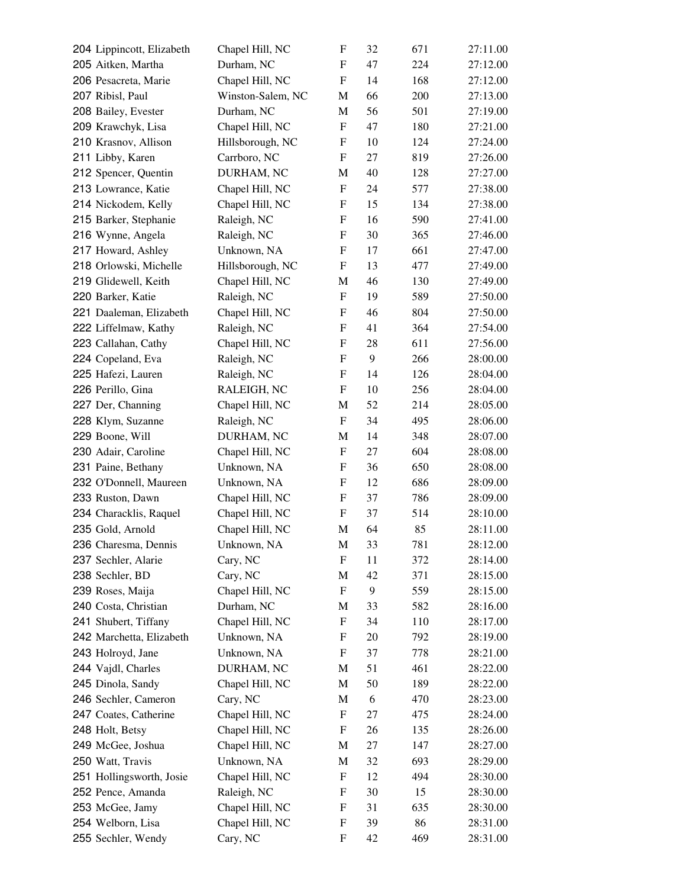| Place | Name | City | Sex | Age | Bib | Time |
|---|---|---|---|---|---|---|
| 204 | Lippincott, Elizabeth | Chapel Hill, NC | F | 32 | 671 | 27:11.00 |
| 205 | Aitken, Martha | Durham, NC | F | 47 | 224 | 27:12.00 |
| 206 | Pesacreta, Marie | Chapel Hill, NC | F | 14 | 168 | 27:12.00 |
| 207 | Ribisl, Paul | Winston-Salem, NC | M | 66 | 200 | 27:13.00 |
| 208 | Bailey, Evester | Durham, NC | M | 56 | 501 | 27:19.00 |
| 209 | Krawchyk, Lisa | Chapel Hill, NC | F | 47 | 180 | 27:21.00 |
| 210 | Krasnov, Allison | Hillsborough, NC | F | 10 | 124 | 27:24.00 |
| 211 | Libby, Karen | Carrboro, NC | F | 27 | 819 | 27:26.00 |
| 212 | Spencer, Quentin | DURHAM, NC | M | 40 | 128 | 27:27.00 |
| 213 | Lowrance, Katie | Chapel Hill, NC | F | 24 | 577 | 27:38.00 |
| 214 | Nickodem, Kelly | Chapel Hill, NC | F | 15 | 134 | 27:38.00 |
| 215 | Barker, Stephanie | Raleigh, NC | F | 16 | 590 | 27:41.00 |
| 216 | Wynne, Angela | Raleigh, NC | F | 30 | 365 | 27:46.00 |
| 217 | Howard, Ashley | Unknown, NA | F | 17 | 661 | 27:47.00 |
| 218 | Orlowski, Michelle | Hillsborough, NC | F | 13 | 477 | 27:49.00 |
| 219 | Glidewell, Keith | Chapel Hill, NC | M | 46 | 130 | 27:49.00 |
| 220 | Barker, Katie | Raleigh, NC | F | 19 | 589 | 27:50.00 |
| 221 | Daaleman, Elizabeth | Chapel Hill, NC | F | 46 | 804 | 27:50.00 |
| 222 | Liffelmaw, Kathy | Raleigh, NC | F | 41 | 364 | 27:54.00 |
| 223 | Callahan, Cathy | Chapel Hill, NC | F | 28 | 611 | 27:56.00 |
| 224 | Copeland, Eva | Raleigh, NC | F | 9 | 266 | 28:00.00 |
| 225 | Hafezi, Lauren | Raleigh, NC | F | 14 | 126 | 28:04.00 |
| 226 | Perillo, Gina | RALEIGH, NC | F | 10 | 256 | 28:04.00 |
| 227 | Der, Channing | Chapel Hill, NC | M | 52 | 214 | 28:05.00 |
| 228 | Klym, Suzanne | Raleigh, NC | F | 34 | 495 | 28:06.00 |
| 229 | Boone, Will | DURHAM, NC | M | 14 | 348 | 28:07.00 |
| 230 | Adair, Caroline | Chapel Hill, NC | F | 27 | 604 | 28:08.00 |
| 231 | Paine, Bethany | Unknown, NA | F | 36 | 650 | 28:08.00 |
| 232 | O'Donnell, Maureen | Unknown, NA | F | 12 | 686 | 28:09.00 |
| 233 | Ruston, Dawn | Chapel Hill, NC | F | 37 | 786 | 28:09.00 |
| 234 | Characklis, Raquel | Chapel Hill, NC | F | 37 | 514 | 28:10.00 |
| 235 | Gold, Arnold | Chapel Hill, NC | M | 64 | 85 | 28:11.00 |
| 236 | Charesma, Dennis | Unknown, NA | M | 33 | 781 | 28:12.00 |
| 237 | Sechler, Alarie | Cary, NC | F | 11 | 372 | 28:14.00 |
| 238 | Sechler, BD | Cary, NC | M | 42 | 371 | 28:15.00 |
| 239 | Roses, Maija | Chapel Hill, NC | F | 9 | 559 | 28:15.00 |
| 240 | Costa, Christian | Durham, NC | M | 33 | 582 | 28:16.00 |
| 241 | Shubert, Tiffany | Chapel Hill, NC | F | 34 | 110 | 28:17.00 |
| 242 | Marchetta, Elizabeth | Unknown, NA | F | 20 | 792 | 28:19.00 |
| 243 | Holroyd, Jane | Unknown, NA | F | 37 | 778 | 28:21.00 |
| 244 | Vajdl, Charles | DURHAM, NC | M | 51 | 461 | 28:22.00 |
| 245 | Dinola, Sandy | Chapel Hill, NC | M | 50 | 189 | 28:22.00 |
| 246 | Sechler, Cameron | Cary, NC | M | 6 | 470 | 28:23.00 |
| 247 | Coates, Catherine | Chapel Hill, NC | F | 27 | 475 | 28:24.00 |
| 248 | Holt, Betsy | Chapel Hill, NC | F | 26 | 135 | 28:26.00 |
| 249 | McGee, Joshua | Chapel Hill, NC | M | 27 | 147 | 28:27.00 |
| 250 | Watt, Travis | Unknown, NA | M | 32 | 693 | 28:29.00 |
| 251 | Hollingsworth, Josie | Chapel Hill, NC | F | 12 | 494 | 28:30.00 |
| 252 | Pence, Amanda | Raleigh, NC | F | 30 | 15 | 28:30.00 |
| 253 | McGee, Jamy | Chapel Hill, NC | F | 31 | 635 | 28:30.00 |
| 254 | Welborn, Lisa | Chapel Hill, NC | F | 39 | 86 | 28:31.00 |
| 255 | Sechler, Wendy | Cary, NC | F | 42 | 469 | 28:31.00 |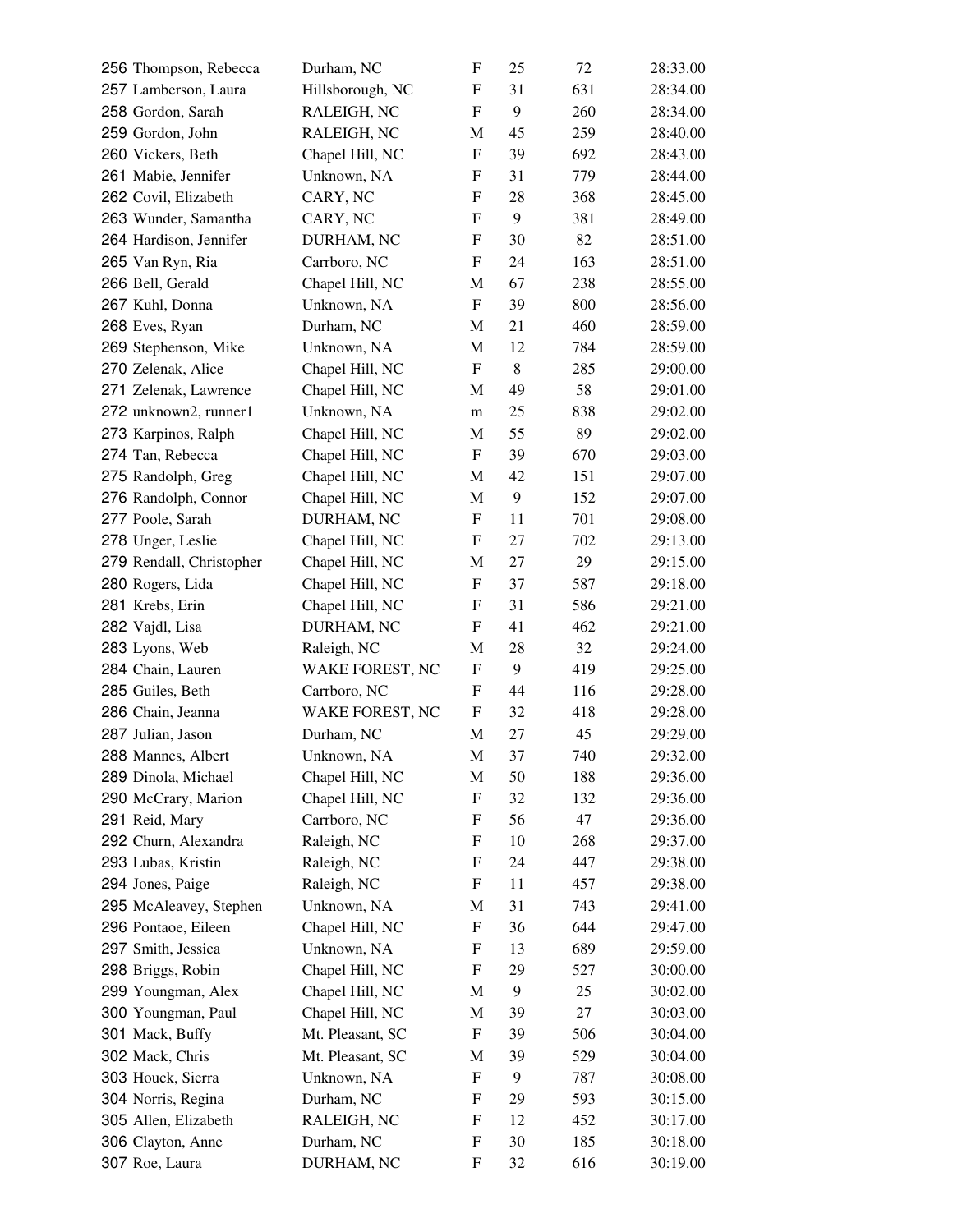| | | | | | |
|---|---|---|---|---|---|
| 256 Thompson, Rebecca | Durham, NC | F | 25 | 72 | 28:33.00 |
| 257 Lamberson, Laura | Hillsborough, NC | F | 31 | 631 | 28:34.00 |
| 258 Gordon, Sarah | RALEIGH, NC | F | 9 | 260 | 28:34.00 |
| 259 Gordon, John | RALEIGH, NC | M | 45 | 259 | 28:40.00 |
| 260 Vickers, Beth | Chapel Hill, NC | F | 39 | 692 | 28:43.00 |
| 261 Mabie, Jennifer | Unknown, NA | F | 31 | 779 | 28:44.00 |
| 262 Covil, Elizabeth | CARY, NC | F | 28 | 368 | 28:45.00 |
| 263 Wunder, Samantha | CARY, NC | F | 9 | 381 | 28:49.00 |
| 264 Hardison, Jennifer | DURHAM, NC | F | 30 | 82 | 28:51.00 |
| 265 Van Ryn, Ria | Carrboro, NC | F | 24 | 163 | 28:51.00 |
| 266 Bell, Gerald | Chapel Hill, NC | M | 67 | 238 | 28:55.00 |
| 267 Kuhl, Donna | Unknown, NA | F | 39 | 800 | 28:56.00 |
| 268 Eves, Ryan | Durham, NC | M | 21 | 460 | 28:59.00 |
| 269 Stephenson, Mike | Unknown, NA | M | 12 | 784 | 28:59.00 |
| 270 Zelenak, Alice | Chapel Hill, NC | F | 8 | 285 | 29:00.00 |
| 271 Zelenak, Lawrence | Chapel Hill, NC | M | 49 | 58 | 29:01.00 |
| 272 unknown2, runner1 | Unknown, NA | m | 25 | 838 | 29:02.00 |
| 273 Karpinos, Ralph | Chapel Hill, NC | M | 55 | 89 | 29:02.00 |
| 274 Tan, Rebecca | Chapel Hill, NC | F | 39 | 670 | 29:03.00 |
| 275 Randolph, Greg | Chapel Hill, NC | M | 42 | 151 | 29:07.00 |
| 276 Randolph, Connor | Chapel Hill, NC | M | 9 | 152 | 29:07.00 |
| 277 Poole, Sarah | DURHAM, NC | F | 11 | 701 | 29:08.00 |
| 278 Unger, Leslie | Chapel Hill, NC | F | 27 | 702 | 29:13.00 |
| 279 Rendall, Christopher | Chapel Hill, NC | M | 27 | 29 | 29:15.00 |
| 280 Rogers, Lida | Chapel Hill, NC | F | 37 | 587 | 29:18.00 |
| 281 Krebs, Erin | Chapel Hill, NC | F | 31 | 586 | 29:21.00 |
| 282 Vajdl, Lisa | DURHAM, NC | F | 41 | 462 | 29:21.00 |
| 283 Lyons, Web | Raleigh, NC | M | 28 | 32 | 29:24.00 |
| 284 Chain, Lauren | WAKE FOREST, NC | F | 9 | 419 | 29:25.00 |
| 285 Guiles, Beth | Carrboro, NC | F | 44 | 116 | 29:28.00 |
| 286 Chain, Jeanna | WAKE FOREST, NC | F | 32 | 418 | 29:28.00 |
| 287 Julian, Jason | Durham, NC | M | 27 | 45 | 29:29.00 |
| 288 Mannes, Albert | Unknown, NA | M | 37 | 740 | 29:32.00 |
| 289 Dinola, Michael | Chapel Hill, NC | M | 50 | 188 | 29:36.00 |
| 290 McCrary, Marion | Chapel Hill, NC | F | 32 | 132 | 29:36.00 |
| 291 Reid, Mary | Carrboro, NC | F | 56 | 47 | 29:36.00 |
| 292 Churn, Alexandra | Raleigh, NC | F | 10 | 268 | 29:37.00 |
| 293 Lubas, Kristin | Raleigh, NC | F | 24 | 447 | 29:38.00 |
| 294 Jones, Paige | Raleigh, NC | F | 11 | 457 | 29:38.00 |
| 295 McAleavey, Stephen | Unknown, NA | M | 31 | 743 | 29:41.00 |
| 296 Pontaoe, Eileen | Chapel Hill, NC | F | 36 | 644 | 29:47.00 |
| 297 Smith, Jessica | Unknown, NA | F | 13 | 689 | 29:59.00 |
| 298 Briggs, Robin | Chapel Hill, NC | F | 29 | 527 | 30:00.00 |
| 299 Youngman, Alex | Chapel Hill, NC | M | 9 | 25 | 30:02.00 |
| 300 Youngman, Paul | Chapel Hill, NC | M | 39 | 27 | 30:03.00 |
| 301 Mack, Buffy | Mt. Pleasant, SC | F | 39 | 506 | 30:04.00 |
| 302 Mack, Chris | Mt. Pleasant, SC | M | 39 | 529 | 30:04.00 |
| 303 Houck, Sierra | Unknown, NA | F | 9 | 787 | 30:08.00 |
| 304 Norris, Regina | Durham, NC | F | 29 | 593 | 30:15.00 |
| 305 Allen, Elizabeth | RALEIGH, NC | F | 12 | 452 | 30:17.00 |
| 306 Clayton, Anne | Durham, NC | F | 30 | 185 | 30:18.00 |
| 307 Roe, Laura | DURHAM, NC | F | 32 | 616 | 30:19.00 |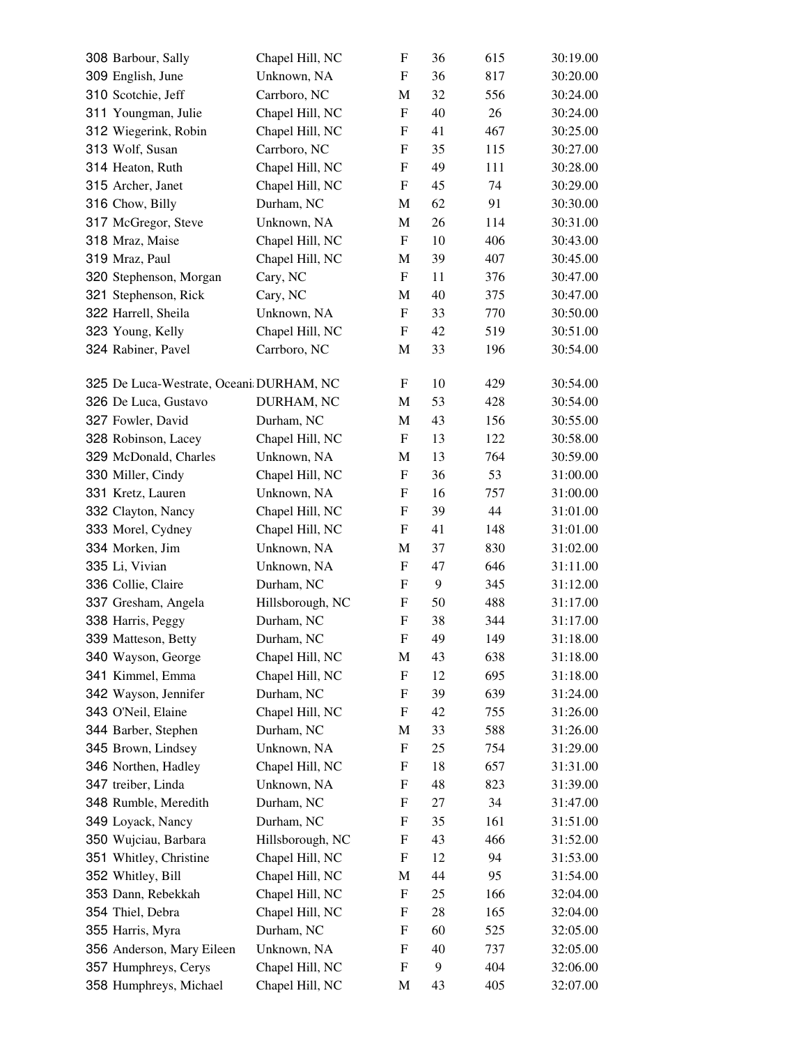| | | | | | |
|---|---|---|---|---|---|
| 308 Barbour, Sally | Chapel Hill, NC | F | 36 | 615 | 30:19.00 |
| 309 English, June | Unknown, NA | F | 36 | 817 | 30:20.00 |
| 310 Scotchie, Jeff | Carrboro, NC | M | 32 | 556 | 30:24.00 |
| 311 Youngman, Julie | Chapel Hill, NC | F | 40 | 26 | 30:24.00 |
| 312 Wiegerink, Robin | Chapel Hill, NC | F | 41 | 467 | 30:25.00 |
| 313 Wolf, Susan | Carrboro, NC | F | 35 | 115 | 30:27.00 |
| 314 Heaton, Ruth | Chapel Hill, NC | F | 49 | 111 | 30:28.00 |
| 315 Archer, Janet | Chapel Hill, NC | F | 45 | 74 | 30:29.00 |
| 316 Chow, Billy | Durham, NC | M | 62 | 91 | 30:30.00 |
| 317 McGregor, Steve | Unknown, NA | M | 26 | 114 | 30:31.00 |
| 318 Mraz, Maise | Chapel Hill, NC | F | 10 | 406 | 30:43.00 |
| 319 Mraz, Paul | Chapel Hill, NC | M | 39 | 407 | 30:45.00 |
| 320 Stephenson, Morgan | Cary, NC | F | 11 | 376 | 30:47.00 |
| 321 Stephenson, Rick | Cary, NC | M | 40 | 375 | 30:47.00 |
| 322 Harrell, Sheila | Unknown, NA | F | 33 | 770 | 30:50.00 |
| 323 Young, Kelly | Chapel Hill, NC | F | 42 | 519 | 30:51.00 |
| 324 Rabiner, Pavel | Carrboro, NC | M | 33 | 196 | 30:54.00 |
| 325 De Luca-Westrate, Oceani | DURHAM, NC | F | 10 | 429 | 30:54.00 |
| 326 De Luca, Gustavo | DURHAM, NC | M | 53 | 428 | 30:54.00 |
| 327 Fowler, David | Durham, NC | M | 43 | 156 | 30:55.00 |
| 328 Robinson, Lacey | Chapel Hill, NC | F | 13 | 122 | 30:58.00 |
| 329 McDonald, Charles | Unknown, NA | M | 13 | 764 | 30:59.00 |
| 330 Miller, Cindy | Chapel Hill, NC | F | 36 | 53 | 31:00.00 |
| 331 Kretz, Lauren | Unknown, NA | F | 16 | 757 | 31:00.00 |
| 332 Clayton, Nancy | Chapel Hill, NC | F | 39 | 44 | 31:01.00 |
| 333 Morel, Cydney | Chapel Hill, NC | F | 41 | 148 | 31:01.00 |
| 334 Morken, Jim | Unknown, NA | M | 37 | 830 | 31:02.00 |
| 335 Li, Vivian | Unknown, NA | F | 47 | 646 | 31:11.00 |
| 336 Collie, Claire | Durham, NC | F | 9 | 345 | 31:12.00 |
| 337 Gresham, Angela | Hillsborough, NC | F | 50 | 488 | 31:17.00 |
| 338 Harris, Peggy | Durham, NC | F | 38 | 344 | 31:17.00 |
| 339 Matteson, Betty | Durham, NC | F | 49 | 149 | 31:18.00 |
| 340 Wayson, George | Chapel Hill, NC | M | 43 | 638 | 31:18.00 |
| 341 Kimmel, Emma | Chapel Hill, NC | F | 12 | 695 | 31:18.00 |
| 342 Wayson, Jennifer | Durham, NC | F | 39 | 639 | 31:24.00 |
| 343 O'Neil, Elaine | Chapel Hill, NC | F | 42 | 755 | 31:26.00 |
| 344 Barber, Stephen | Durham, NC | M | 33 | 588 | 31:26.00 |
| 345 Brown, Lindsey | Unknown, NA | F | 25 | 754 | 31:29.00 |
| 346 Northen, Hadley | Chapel Hill, NC | F | 18 | 657 | 31:31.00 |
| 347 treiber, Linda | Unknown, NA | F | 48 | 823 | 31:39.00 |
| 348 Rumble, Meredith | Durham, NC | F | 27 | 34 | 31:47.00 |
| 349 Loyack, Nancy | Durham, NC | F | 35 | 161 | 31:51.00 |
| 350 Wujciau, Barbara | Hillsborough, NC | F | 43 | 466 | 31:52.00 |
| 351 Whitley, Christine | Chapel Hill, NC | F | 12 | 94 | 31:53.00 |
| 352 Whitley, Bill | Chapel Hill, NC | M | 44 | 95 | 31:54.00 |
| 353 Dann, Rebekkah | Chapel Hill, NC | F | 25 | 166 | 32:04.00 |
| 354 Thiel, Debra | Chapel Hill, NC | F | 28 | 165 | 32:04.00 |
| 355 Harris, Myra | Durham, NC | F | 60 | 525 | 32:05.00 |
| 356 Anderson, Mary Eileen | Unknown, NA | F | 40 | 737 | 32:05.00 |
| 357 Humphreys, Cerys | Chapel Hill, NC | F | 9 | 404 | 32:06.00 |
| 358 Humphreys, Michael | Chapel Hill, NC | M | 43 | 405 | 32:07.00 |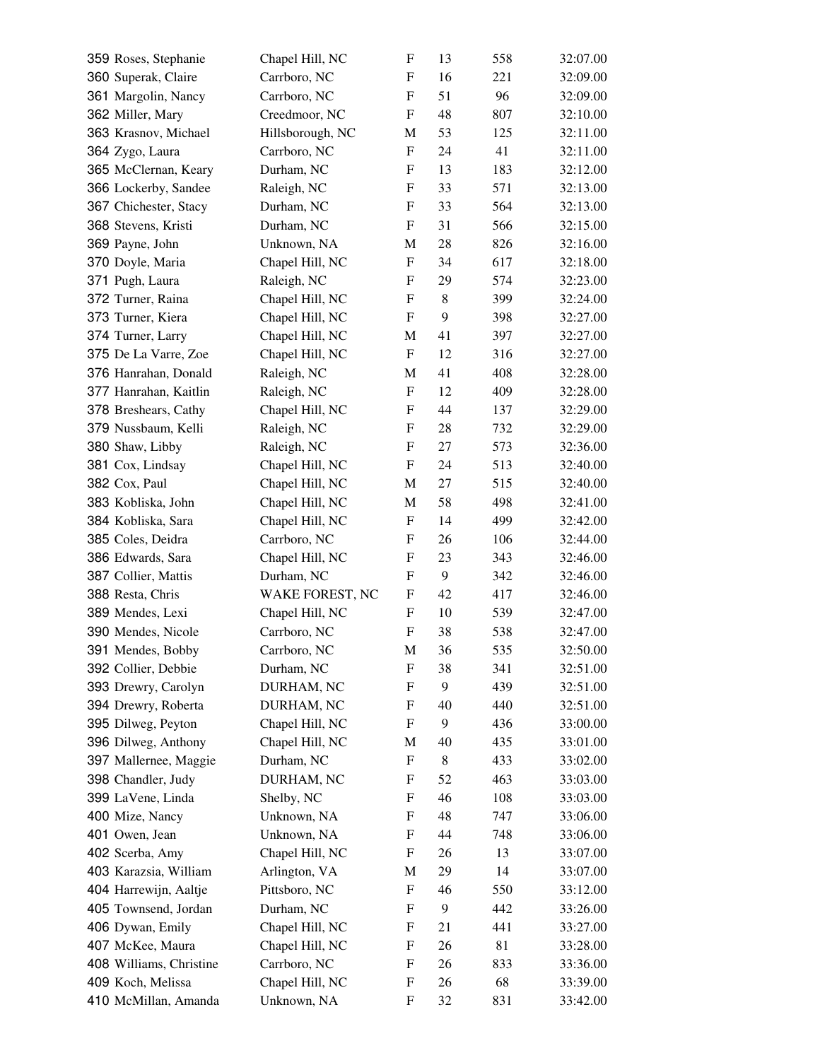| Place | Name | City | Sex | Age | Bib | Time |
|---|---|---|---|---|---|---|
| 359 | Roses, Stephanie | Chapel Hill, NC | F | 13 | 558 | 32:07.00 |
| 360 | Superak, Claire | Carrboro, NC | F | 16 | 221 | 32:09.00 |
| 361 | Margolin, Nancy | Carrboro, NC | F | 51 | 96 | 32:09.00 |
| 362 | Miller, Mary | Creedmoor, NC | F | 48 | 807 | 32:10.00 |
| 363 | Krasnov, Michael | Hillsborough, NC | M | 53 | 125 | 32:11.00 |
| 364 | Zygo, Laura | Carrboro, NC | F | 24 | 41 | 32:11.00 |
| 365 | McClernan, Keary | Durham, NC | F | 13 | 183 | 32:12.00 |
| 366 | Lockerby, Sandee | Raleigh, NC | F | 33 | 571 | 32:13.00 |
| 367 | Chichester, Stacy | Durham, NC | F | 33 | 564 | 32:13.00 |
| 368 | Stevens, Kristi | Durham, NC | F | 31 | 566 | 32:15.00 |
| 369 | Payne, John | Unknown, NA | M | 28 | 826 | 32:16.00 |
| 370 | Doyle, Maria | Chapel Hill, NC | F | 34 | 617 | 32:18.00 |
| 371 | Pugh, Laura | Raleigh, NC | F | 29 | 574 | 32:23.00 |
| 372 | Turner, Raina | Chapel Hill, NC | F | 8 | 399 | 32:24.00 |
| 373 | Turner, Kiera | Chapel Hill, NC | F | 9 | 398 | 32:27.00 |
| 374 | Turner, Larry | Chapel Hill, NC | M | 41 | 397 | 32:27.00 |
| 375 | De La Varre, Zoe | Chapel Hill, NC | F | 12 | 316 | 32:27.00 |
| 376 | Hanrahan, Donald | Raleigh, NC | M | 41 | 408 | 32:28.00 |
| 377 | Hanrahan, Kaitlin | Raleigh, NC | F | 12 | 409 | 32:28.00 |
| 378 | Breshears, Cathy | Chapel Hill, NC | F | 44 | 137 | 32:29.00 |
| 379 | Nussbaum, Kelli | Raleigh, NC | F | 28 | 732 | 32:29.00 |
| 380 | Shaw, Libby | Raleigh, NC | F | 27 | 573 | 32:36.00 |
| 381 | Cox, Lindsay | Chapel Hill, NC | F | 24 | 513 | 32:40.00 |
| 382 | Cox, Paul | Chapel Hill, NC | M | 27 | 515 | 32:40.00 |
| 383 | Kobliska, John | Chapel Hill, NC | M | 58 | 498 | 32:41.00 |
| 384 | Kobliska, Sara | Chapel Hill, NC | F | 14 | 499 | 32:42.00 |
| 385 | Coles, Deidra | Carrboro, NC | F | 26 | 106 | 32:44.00 |
| 386 | Edwards, Sara | Chapel Hill, NC | F | 23 | 343 | 32:46.00 |
| 387 | Collier, Mattis | Durham, NC | F | 9 | 342 | 32:46.00 |
| 388 | Resta, Chris | WAKE FOREST, NC | F | 42 | 417 | 32:46.00 |
| 389 | Mendes, Lexi | Chapel Hill, NC | F | 10 | 539 | 32:47.00 |
| 390 | Mendes, Nicole | Carrboro, NC | F | 38 | 538 | 32:47.00 |
| 391 | Mendes, Bobby | Carrboro, NC | M | 36 | 535 | 32:50.00 |
| 392 | Collier, Debbie | Durham, NC | F | 38 | 341 | 32:51.00 |
| 393 | Drewry, Carolyn | DURHAM, NC | F | 9 | 439 | 32:51.00 |
| 394 | Drewry, Roberta | DURHAM, NC | F | 40 | 440 | 32:51.00 |
| 395 | Dilweg, Peyton | Chapel Hill, NC | F | 9 | 436 | 33:00.00 |
| 396 | Dilweg, Anthony | Chapel Hill, NC | M | 40 | 435 | 33:01.00 |
| 397 | Mallernee, Maggie | Durham, NC | F | 8 | 433 | 33:02.00 |
| 398 | Chandler, Judy | DURHAM, NC | F | 52 | 463 | 33:03.00 |
| 399 | LaVene, Linda | Shelby, NC | F | 46 | 108 | 33:03.00 |
| 400 | Mize, Nancy | Unknown, NA | F | 48 | 747 | 33:06.00 |
| 401 | Owen, Jean | Unknown, NA | F | 44 | 748 | 33:06.00 |
| 402 | Scerba, Amy | Chapel Hill, NC | F | 26 | 13 | 33:07.00 |
| 403 | Karazsia, William | Arlington, VA | M | 29 | 14 | 33:07.00 |
| 404 | Harrewijn, Aaltje | Pittsboro, NC | F | 46 | 550 | 33:12.00 |
| 405 | Townsend, Jordan | Durham, NC | F | 9 | 442 | 33:26.00 |
| 406 | Dywan, Emily | Chapel Hill, NC | F | 21 | 441 | 33:27.00 |
| 407 | McKee, Maura | Chapel Hill, NC | F | 26 | 81 | 33:28.00 |
| 408 | Williams, Christine | Carrboro, NC | F | 26 | 833 | 33:36.00 |
| 409 | Koch, Melissa | Chapel Hill, NC | F | 26 | 68 | 33:39.00 |
| 410 | McMillan, Amanda | Unknown, NA | F | 32 | 831 | 33:42.00 |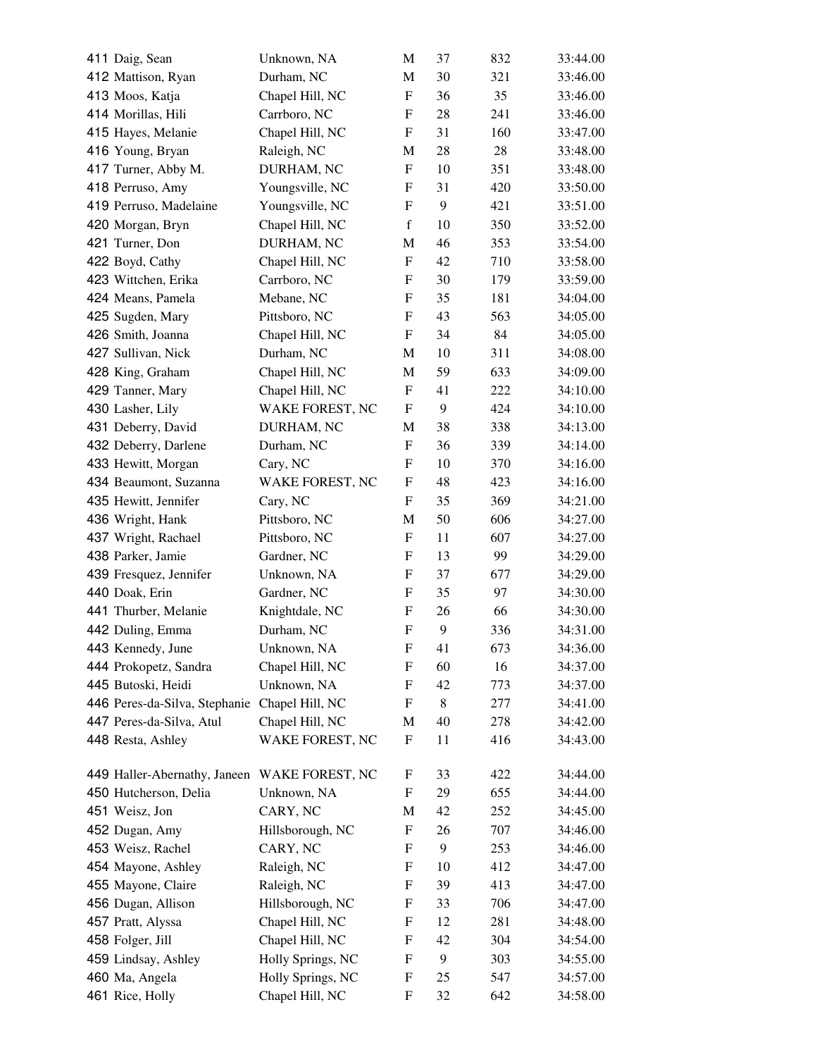| | | | | | |
|---|---|---|---|---|---|
| 411 Daig, Sean | Unknown, NA | M | 37 | 832 | 33:44.00 |
| 412 Mattison, Ryan | Durham, NC | M | 30 | 321 | 33:46.00 |
| 413 Moos, Katja | Chapel Hill, NC | F | 36 | 35 | 33:46.00 |
| 414 Morillas, Hili | Carrboro, NC | F | 28 | 241 | 33:46.00 |
| 415 Hayes, Melanie | Chapel Hill, NC | F | 31 | 160 | 33:47.00 |
| 416 Young, Bryan | Raleigh, NC | M | 28 | 28 | 33:48.00 |
| 417 Turner, Abby M. | DURHAM, NC | F | 10 | 351 | 33:48.00 |
| 418 Perruso, Amy | Youngsville, NC | F | 31 | 420 | 33:50.00 |
| 419 Perruso, Madelaine | Youngsville, NC | F | 9 | 421 | 33:51.00 |
| 420 Morgan, Bryn | Chapel Hill, NC | f | 10 | 350 | 33:52.00 |
| 421 Turner, Don | DURHAM, NC | M | 46 | 353 | 33:54.00 |
| 422 Boyd, Cathy | Chapel Hill, NC | F | 42 | 710 | 33:58.00 |
| 423 Wittchen, Erika | Carrboro, NC | F | 30 | 179 | 33:59.00 |
| 424 Means, Pamela | Mebane, NC | F | 35 | 181 | 34:04.00 |
| 425 Sugden, Mary | Pittsboro, NC | F | 43 | 563 | 34:05.00 |
| 426 Smith, Joanna | Chapel Hill, NC | F | 34 | 84 | 34:05.00 |
| 427 Sullivan, Nick | Durham, NC | M | 10 | 311 | 34:08.00 |
| 428 King, Graham | Chapel Hill, NC | M | 59 | 633 | 34:09.00 |
| 429 Tanner, Mary | Chapel Hill, NC | F | 41 | 222 | 34:10.00 |
| 430 Lasher, Lily | WAKE FOREST, NC | F | 9 | 424 | 34:10.00 |
| 431 Deberry, David | DURHAM, NC | M | 38 | 338 | 34:13.00 |
| 432 Deberry, Darlene | Durham, NC | F | 36 | 339 | 34:14.00 |
| 433 Hewitt, Morgan | Cary, NC | F | 10 | 370 | 34:16.00 |
| 434 Beaumont, Suzanna | WAKE FOREST, NC | F | 48 | 423 | 34:16.00 |
| 435 Hewitt, Jennifer | Cary, NC | F | 35 | 369 | 34:21.00 |
| 436 Wright, Hank | Pittsboro, NC | M | 50 | 606 | 34:27.00 |
| 437 Wright, Rachael | Pittsboro, NC | F | 11 | 607 | 34:27.00 |
| 438 Parker, Jamie | Gardner, NC | F | 13 | 99 | 34:29.00 |
| 439 Fresquez, Jennifer | Unknown, NA | F | 37 | 677 | 34:29.00 |
| 440 Doak, Erin | Gardner, NC | F | 35 | 97 | 34:30.00 |
| 441 Thurber, Melanie | Knightdale, NC | F | 26 | 66 | 34:30.00 |
| 442 Duling, Emma | Durham, NC | F | 9 | 336 | 34:31.00 |
| 443 Kennedy, June | Unknown, NA | F | 41 | 673 | 34:36.00 |
| 444 Prokopetz, Sandra | Chapel Hill, NC | F | 60 | 16 | 34:37.00 |
| 445 Butoski, Heidi | Unknown, NA | F | 42 | 773 | 34:37.00 |
| 446 Peres-da-Silva, Stephanie | Chapel Hill, NC | F | 8 | 277 | 34:41.00 |
| 447 Peres-da-Silva, Atul | Chapel Hill, NC | M | 40 | 278 | 34:42.00 |
| 448 Resta, Ashley | WAKE FOREST, NC | F | 11 | 416 | 34:43.00 |
| 449 Haller-Abernathy, Janeen | WAKE FOREST, NC | F | 33 | 422 | 34:44.00 |
| 450 Hutcherson, Delia | Unknown, NA | F | 29 | 655 | 34:44.00 |
| 451 Weisz, Jon | CARY, NC | M | 42 | 252 | 34:45.00 |
| 452 Dugan, Amy | Hillsborough, NC | F | 26 | 707 | 34:46.00 |
| 453 Weisz, Rachel | CARY, NC | F | 9 | 253 | 34:46.00 |
| 454 Mayone, Ashley | Raleigh, NC | F | 10 | 412 | 34:47.00 |
| 455 Mayone, Claire | Raleigh, NC | F | 39 | 413 | 34:47.00 |
| 456 Dugan, Allison | Hillsborough, NC | F | 33 | 706 | 34:47.00 |
| 457 Pratt, Alyssa | Chapel Hill, NC | F | 12 | 281 | 34:48.00 |
| 458 Folger, Jill | Chapel Hill, NC | F | 42 | 304 | 34:54.00 |
| 459 Lindsay, Ashley | Holly Springs, NC | F | 9 | 303 | 34:55.00 |
| 460 Ma, Angela | Holly Springs, NC | F | 25 | 547 | 34:57.00 |
| 461 Rice, Holly | Chapel Hill, NC | F | 32 | 642 | 34:58.00 |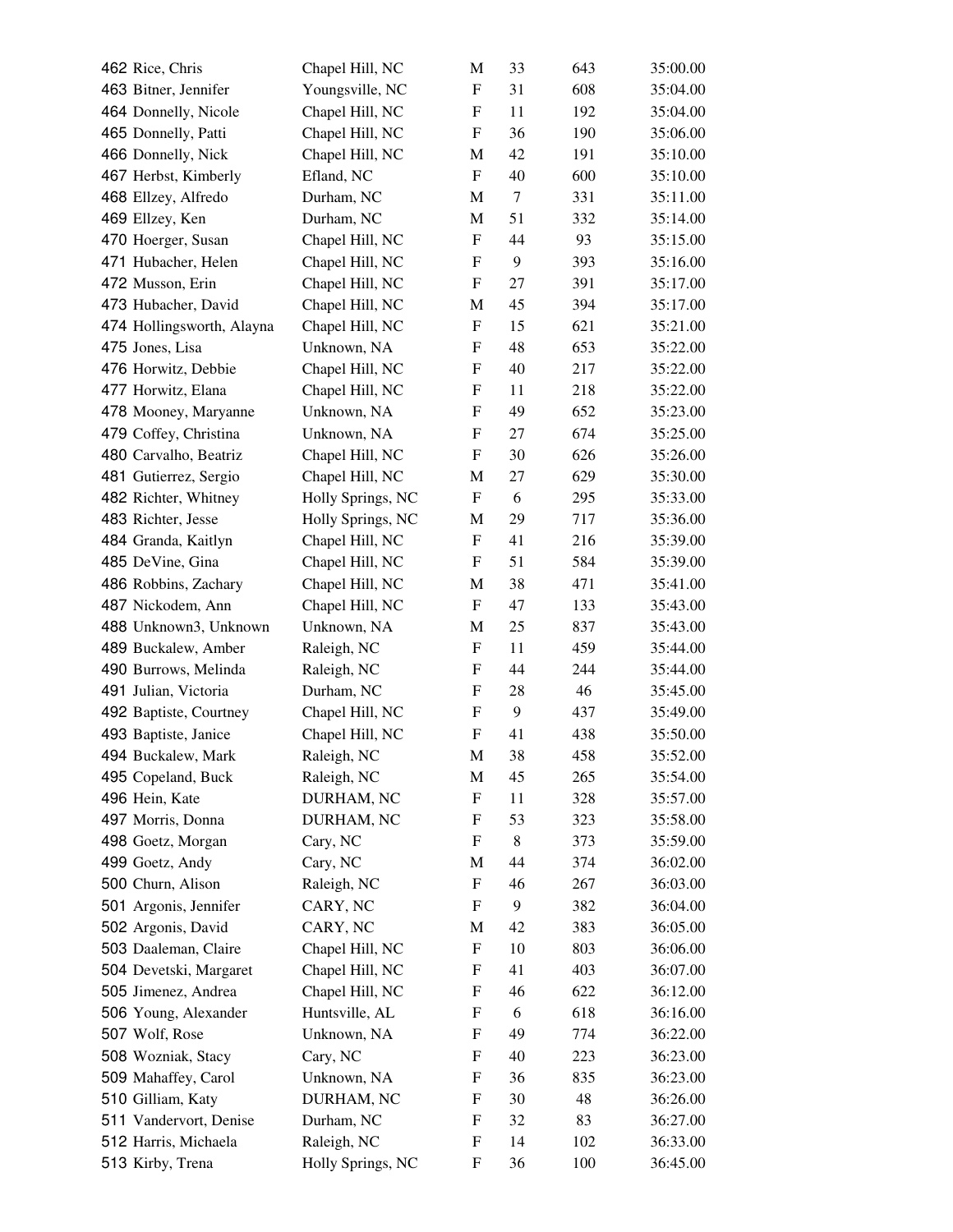| | | | | | |
|---|---|---|---|---|---|
| 462 Rice, Chris | Chapel Hill, NC | M | 33 | 643 | 35:00.00 |
| 463 Bitner, Jennifer | Youngsville, NC | F | 31 | 608 | 35:04.00 |
| 464 Donnelly, Nicole | Chapel Hill, NC | F | 11 | 192 | 35:04.00 |
| 465 Donnelly, Patti | Chapel Hill, NC | F | 36 | 190 | 35:06.00 |
| 466 Donnelly, Nick | Chapel Hill, NC | M | 42 | 191 | 35:10.00 |
| 467 Herbst, Kimberly | Efland, NC | F | 40 | 600 | 35:10.00 |
| 468 Ellzey, Alfredo | Durham, NC | M | 7 | 331 | 35:11.00 |
| 469 Ellzey, Ken | Durham, NC | M | 51 | 332 | 35:14.00 |
| 470 Hoerger, Susan | Chapel Hill, NC | F | 44 | 93 | 35:15.00 |
| 471 Hubacher, Helen | Chapel Hill, NC | F | 9 | 393 | 35:16.00 |
| 472 Musson, Erin | Chapel Hill, NC | F | 27 | 391 | 35:17.00 |
| 473 Hubacher, David | Chapel Hill, NC | M | 45 | 394 | 35:17.00 |
| 474 Hollingsworth, Alayna | Chapel Hill, NC | F | 15 | 621 | 35:21.00 |
| 475 Jones, Lisa | Unknown, NA | F | 48 | 653 | 35:22.00 |
| 476 Horwitz, Debbie | Chapel Hill, NC | F | 40 | 217 | 35:22.00 |
| 477 Horwitz, Elana | Chapel Hill, NC | F | 11 | 218 | 35:22.00 |
| 478 Mooney, Maryanne | Unknown, NA | F | 49 | 652 | 35:23.00 |
| 479 Coffey, Christina | Unknown, NA | F | 27 | 674 | 35:25.00 |
| 480 Carvalho, Beatriz | Chapel Hill, NC | F | 30 | 626 | 35:26.00 |
| 481 Gutierrez, Sergio | Chapel Hill, NC | M | 27 | 629 | 35:30.00 |
| 482 Richter, Whitney | Holly Springs, NC | F | 6 | 295 | 35:33.00 |
| 483 Richter, Jesse | Holly Springs, NC | M | 29 | 717 | 35:36.00 |
| 484 Granda, Kaitlyn | Chapel Hill, NC | F | 41 | 216 | 35:39.00 |
| 485 DeVine, Gina | Chapel Hill, NC | F | 51 | 584 | 35:39.00 |
| 486 Robbins, Zachary | Chapel Hill, NC | M | 38 | 471 | 35:41.00 |
| 487 Nickodem, Ann | Chapel Hill, NC | F | 47 | 133 | 35:43.00 |
| 488 Unknown3, Unknown | Unknown, NA | M | 25 | 837 | 35:43.00 |
| 489 Buckalew, Amber | Raleigh, NC | F | 11 | 459 | 35:44.00 |
| 490 Burrows, Melinda | Raleigh, NC | F | 44 | 244 | 35:44.00 |
| 491 Julian, Victoria | Durham, NC | F | 28 | 46 | 35:45.00 |
| 492 Baptiste, Courtney | Chapel Hill, NC | F | 9 | 437 | 35:49.00 |
| 493 Baptiste, Janice | Chapel Hill, NC | F | 41 | 438 | 35:50.00 |
| 494 Buckalew, Mark | Raleigh, NC | M | 38 | 458 | 35:52.00 |
| 495 Copeland, Buck | Raleigh, NC | M | 45 | 265 | 35:54.00 |
| 496 Hein, Kate | DURHAM, NC | F | 11 | 328 | 35:57.00 |
| 497 Morris, Donna | DURHAM, NC | F | 53 | 323 | 35:58.00 |
| 498 Goetz, Morgan | Cary, NC | F | 8 | 373 | 35:59.00 |
| 499 Goetz, Andy | Cary, NC | M | 44 | 374 | 36:02.00 |
| 500 Churn, Alison | Raleigh, NC | F | 46 | 267 | 36:03.00 |
| 501 Argonis, Jennifer | CARY, NC | F | 9 | 382 | 36:04.00 |
| 502 Argonis, David | CARY, NC | M | 42 | 383 | 36:05.00 |
| 503 Daaleman, Claire | Chapel Hill, NC | F | 10 | 803 | 36:06.00 |
| 504 Devetski, Margaret | Chapel Hill, NC | F | 41 | 403 | 36:07.00 |
| 505 Jimenez, Andrea | Chapel Hill, NC | F | 46 | 622 | 36:12.00 |
| 506 Young, Alexander | Huntsville, AL | F | 6 | 618 | 36:16.00 |
| 507 Wolf, Rose | Unknown, NA | F | 49 | 774 | 36:22.00 |
| 508 Wozniak, Stacy | Cary, NC | F | 40 | 223 | 36:23.00 |
| 509 Mahaffey, Carol | Unknown, NA | F | 36 | 835 | 36:23.00 |
| 510 Gilliam, Katy | DURHAM, NC | F | 30 | 48 | 36:26.00 |
| 511 Vandervort, Denise | Durham, NC | F | 32 | 83 | 36:27.00 |
| 512 Harris, Michaela | Raleigh, NC | F | 14 | 102 | 36:33.00 |
| 513 Kirby, Trena | Holly Springs, NC | F | 36 | 100 | 36:45.00 |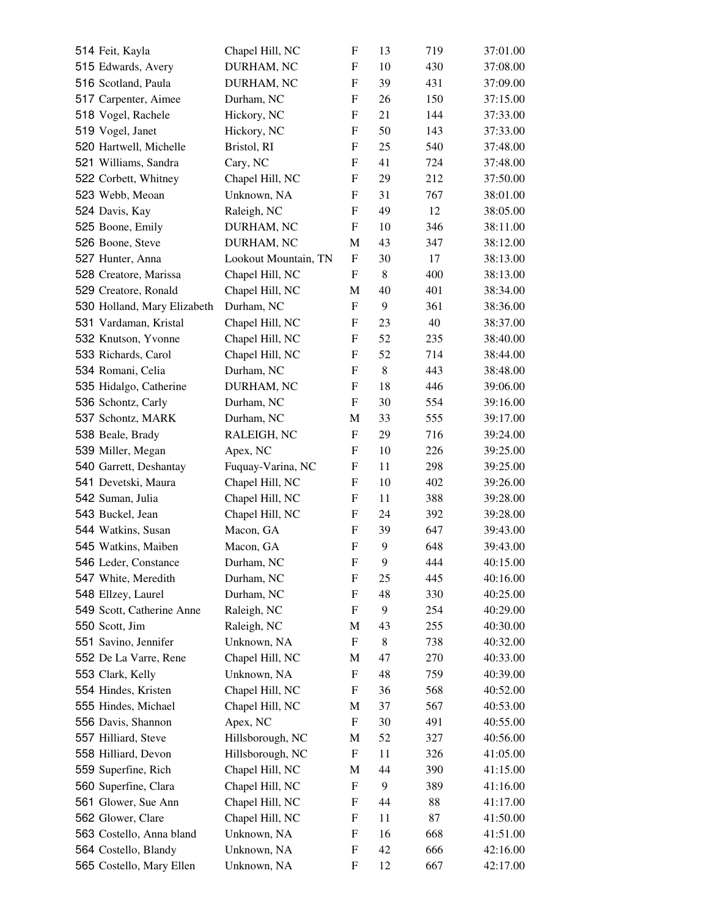| Place | Name | City | Sex | Age | Bib | Time |
|---|---|---|---|---|---|---|
| 514 | Feit, Kayla | Chapel Hill, NC | F | 13 | 719 | 37:01.00 |
| 515 | Edwards, Avery | DURHAM, NC | F | 10 | 430 | 37:08.00 |
| 516 | Scotland, Paula | DURHAM, NC | F | 39 | 431 | 37:09.00 |
| 517 | Carpenter, Aimee | Durham, NC | F | 26 | 150 | 37:15.00 |
| 518 | Vogel, Rachele | Hickory, NC | F | 21 | 144 | 37:33.00 |
| 519 | Vogel, Janet | Hickory, NC | F | 50 | 143 | 37:33.00 |
| 520 | Hartwell, Michelle | Bristol, RI | F | 25 | 540 | 37:48.00 |
| 521 | Williams, Sandra | Cary, NC | F | 41 | 724 | 37:48.00 |
| 522 | Corbett, Whitney | Chapel Hill, NC | F | 29 | 212 | 37:50.00 |
| 523 | Webb, Meoan | Unknown, NA | F | 31 | 767 | 38:01.00 |
| 524 | Davis, Kay | Raleigh, NC | F | 49 | 12 | 38:05.00 |
| 525 | Boone, Emily | DURHAM, NC | F | 10 | 346 | 38:11.00 |
| 526 | Boone, Steve | DURHAM, NC | M | 43 | 347 | 38:12.00 |
| 527 | Hunter, Anna | Lookout Mountain, TN | F | 30 | 17 | 38:13.00 |
| 528 | Creatore, Marissa | Chapel Hill, NC | F | 8 | 400 | 38:13.00 |
| 529 | Creatore, Ronald | Chapel Hill, NC | M | 40 | 401 | 38:34.00 |
| 530 | Holland, Mary Elizabeth | Durham, NC | F | 9 | 361 | 38:36.00 |
| 531 | Vardaman, Kristal | Chapel Hill, NC | F | 23 | 40 | 38:37.00 |
| 532 | Knutson, Yvonne | Chapel Hill, NC | F | 52 | 235 | 38:40.00 |
| 533 | Richards, Carol | Chapel Hill, NC | F | 52 | 714 | 38:44.00 |
| 534 | Romani, Celia | Durham, NC | F | 8 | 443 | 38:48.00 |
| 535 | Hidalgo, Catherine | DURHAM, NC | F | 18 | 446 | 39:06.00 |
| 536 | Schontz, Carly | Durham, NC | F | 30 | 554 | 39:16.00 |
| 537 | Schontz, MARK | Durham, NC | M | 33 | 555 | 39:17.00 |
| 538 | Beale, Brady | RALEIGH, NC | F | 29 | 716 | 39:24.00 |
| 539 | Miller, Megan | Apex, NC | F | 10 | 226 | 39:25.00 |
| 540 | Garrett, Deshantay | Fuquay-Varina, NC | F | 11 | 298 | 39:25.00 |
| 541 | Devetski, Maura | Chapel Hill, NC | F | 10 | 402 | 39:26.00 |
| 542 | Suman, Julia | Chapel Hill, NC | F | 11 | 388 | 39:28.00 |
| 543 | Buckel, Jean | Chapel Hill, NC | F | 24 | 392 | 39:28.00 |
| 544 | Watkins, Susan | Macon, GA | F | 39 | 647 | 39:43.00 |
| 545 | Watkins, Maiben | Macon, GA | F | 9 | 648 | 39:43.00 |
| 546 | Leder, Constance | Durham, NC | F | 9 | 444 | 40:15.00 |
| 547 | White, Meredith | Durham, NC | F | 25 | 445 | 40:16.00 |
| 548 | Ellzey, Laurel | Durham, NC | F | 48 | 330 | 40:25.00 |
| 549 | Scott, Catherine Anne | Raleigh, NC | F | 9 | 254 | 40:29.00 |
| 550 | Scott, Jim | Raleigh, NC | M | 43 | 255 | 40:30.00 |
| 551 | Savino, Jennifer | Unknown, NA | F | 8 | 738 | 40:32.00 |
| 552 | De La Varre, Rene | Chapel Hill, NC | M | 47 | 270 | 40:33.00 |
| 553 | Clark, Kelly | Unknown, NA | F | 48 | 759 | 40:39.00 |
| 554 | Hindes, Kristen | Chapel Hill, NC | F | 36 | 568 | 40:52.00 |
| 555 | Hindes, Michael | Chapel Hill, NC | M | 37 | 567 | 40:53.00 |
| 556 | Davis, Shannon | Apex, NC | F | 30 | 491 | 40:55.00 |
| 557 | Hilliard, Steve | Hillsborough, NC | M | 52 | 327 | 40:56.00 |
| 558 | Hilliard, Devon | Hillsborough, NC | F | 11 | 326 | 41:05.00 |
| 559 | Superfine, Rich | Chapel Hill, NC | M | 44 | 390 | 41:15.00 |
| 560 | Superfine, Clara | Chapel Hill, NC | F | 9 | 389 | 41:16.00 |
| 561 | Glower, Sue Ann | Chapel Hill, NC | F | 44 | 88 | 41:17.00 |
| 562 | Glower, Clare | Chapel Hill, NC | F | 11 | 87 | 41:50.00 |
| 563 | Costello, Anna bland | Unknown, NA | F | 16 | 668 | 41:51.00 |
| 564 | Costello, Blandy | Unknown, NA | F | 42 | 666 | 42:16.00 |
| 565 | Costello, Mary Ellen | Unknown, NA | F | 12 | 667 | 42:17.00 |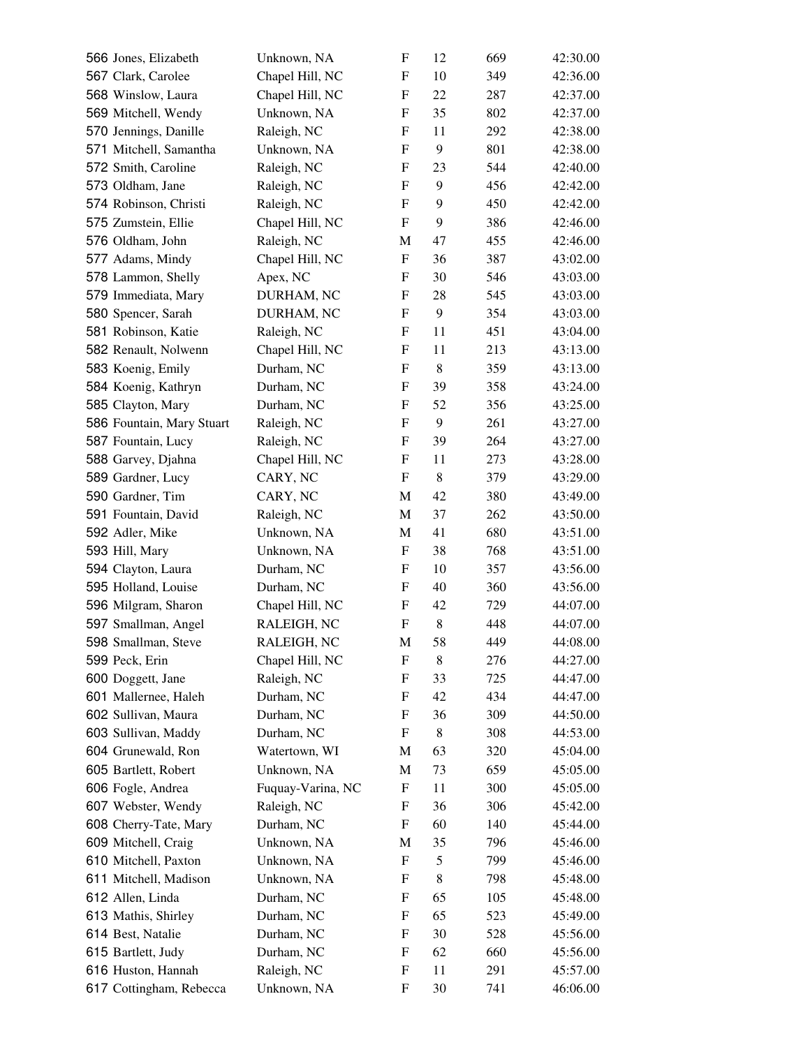| | | | | | |
|---|---|---|---|---|---|
| 566 Jones, Elizabeth | Unknown, NA | F | 12 | 669 | 42:30.00 |
| 567 Clark, Carolee | Chapel Hill, NC | F | 10 | 349 | 42:36.00 |
| 568 Winslow, Laura | Chapel Hill, NC | F | 22 | 287 | 42:37.00 |
| 569 Mitchell, Wendy | Unknown, NA | F | 35 | 802 | 42:37.00 |
| 570 Jennings, Danille | Raleigh, NC | F | 11 | 292 | 42:38.00 |
| 571 Mitchell, Samantha | Unknown, NA | F | 9 | 801 | 42:38.00 |
| 572 Smith, Caroline | Raleigh, NC | F | 23 | 544 | 42:40.00 |
| 573 Oldham, Jane | Raleigh, NC | F | 9 | 456 | 42:42.00 |
| 574 Robinson, Christi | Raleigh, NC | F | 9 | 450 | 42:42.00 |
| 575 Zumstein, Ellie | Chapel Hill, NC | F | 9 | 386 | 42:46.00 |
| 576 Oldham, John | Raleigh, NC | M | 47 | 455 | 42:46.00 |
| 577 Adams, Mindy | Chapel Hill, NC | F | 36 | 387 | 43:02.00 |
| 578 Lammon, Shelly | Apex, NC | F | 30 | 546 | 43:03.00 |
| 579 Immediata, Mary | DURHAM, NC | F | 28 | 545 | 43:03.00 |
| 580 Spencer, Sarah | DURHAM, NC | F | 9 | 354 | 43:03.00 |
| 581 Robinson, Katie | Raleigh, NC | F | 11 | 451 | 43:04.00 |
| 582 Renault, Nolwenn | Chapel Hill, NC | F | 11 | 213 | 43:13.00 |
| 583 Koenig, Emily | Durham, NC | F | 8 | 359 | 43:13.00 |
| 584 Koenig, Kathryn | Durham, NC | F | 39 | 358 | 43:24.00 |
| 585 Clayton, Mary | Durham, NC | F | 52 | 356 | 43:25.00 |
| 586 Fountain, Mary Stuart | Raleigh, NC | F | 9 | 261 | 43:27.00 |
| 587 Fountain, Lucy | Raleigh, NC | F | 39 | 264 | 43:27.00 |
| 588 Garvey, Djahna | Chapel Hill, NC | F | 11 | 273 | 43:28.00 |
| 589 Gardner, Lucy | CARY, NC | F | 8 | 379 | 43:29.00 |
| 590 Gardner, Tim | CARY, NC | M | 42 | 380 | 43:49.00 |
| 591 Fountain, David | Raleigh, NC | M | 37 | 262 | 43:50.00 |
| 592 Adler, Mike | Unknown, NA | M | 41 | 680 | 43:51.00 |
| 593 Hill, Mary | Unknown, NA | F | 38 | 768 | 43:51.00 |
| 594 Clayton, Laura | Durham, NC | F | 10 | 357 | 43:56.00 |
| 595 Holland, Louise | Durham, NC | F | 40 | 360 | 43:56.00 |
| 596 Milgram, Sharon | Chapel Hill, NC | F | 42 | 729 | 44:07.00 |
| 597 Smallman, Angel | RALEIGH, NC | F | 8 | 448 | 44:07.00 |
| 598 Smallman, Steve | RALEIGH, NC | M | 58 | 449 | 44:08.00 |
| 599 Peck, Erin | Chapel Hill, NC | F | 8 | 276 | 44:27.00 |
| 600 Doggett, Jane | Raleigh, NC | F | 33 | 725 | 44:47.00 |
| 601 Mallernee, Haleh | Durham, NC | F | 42 | 434 | 44:47.00 |
| 602 Sullivan, Maura | Durham, NC | F | 36 | 309 | 44:50.00 |
| 603 Sullivan, Maddy | Durham, NC | F | 8 | 308 | 44:53.00 |
| 604 Grunewald, Ron | Watertown, WI | M | 63 | 320 | 45:04.00 |
| 605 Bartlett, Robert | Unknown, NA | M | 73 | 659 | 45:05.00 |
| 606 Fogle, Andrea | Fuquay-Varina, NC | F | 11 | 300 | 45:05.00 |
| 607 Webster, Wendy | Raleigh, NC | F | 36 | 306 | 45:42.00 |
| 608 Cherry-Tate, Mary | Durham, NC | F | 60 | 140 | 45:44.00 |
| 609 Mitchell, Craig | Unknown, NA | M | 35 | 796 | 45:46.00 |
| 610 Mitchell, Paxton | Unknown, NA | F | 5 | 799 | 45:46.00 |
| 611 Mitchell, Madison | Unknown, NA | F | 8 | 798 | 45:48.00 |
| 612 Allen, Linda | Durham, NC | F | 65 | 105 | 45:48.00 |
| 613 Mathis, Shirley | Durham, NC | F | 65 | 523 | 45:49.00 |
| 614 Best, Natalie | Durham, NC | F | 30 | 528 | 45:56.00 |
| 615 Bartlett, Judy | Durham, NC | F | 62 | 660 | 45:56.00 |
| 616 Huston, Hannah | Raleigh, NC | F | 11 | 291 | 45:57.00 |
| 617 Cottingham, Rebecca | Unknown, NA | F | 30 | 741 | 46:06.00 |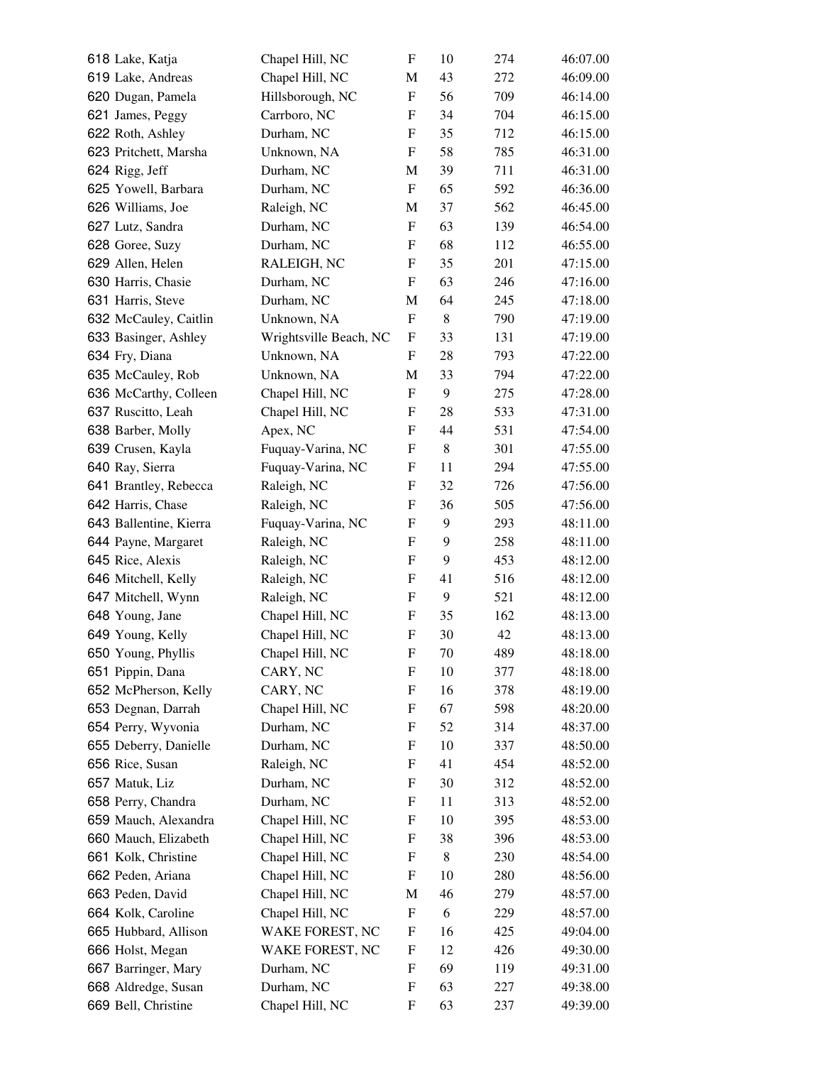| | | | | | |
|---|---|---|---|---|---|
| 618 Lake, Katja | Chapel Hill, NC | F | 10 | 274 | 46:07.00 |
| 619 Lake, Andreas | Chapel Hill, NC | M | 43 | 272 | 46:09.00 |
| 620 Dugan, Pamela | Hillsborough, NC | F | 56 | 709 | 46:14.00 |
| 621 James, Peggy | Carrboro, NC | F | 34 | 704 | 46:15.00 |
| 622 Roth, Ashley | Durham, NC | F | 35 | 712 | 46:15.00 |
| 623 Pritchett, Marsha | Unknown, NA | F | 58 | 785 | 46:31.00 |
| 624 Rigg, Jeff | Durham, NC | M | 39 | 711 | 46:31.00 |
| 625 Yowell, Barbara | Durham, NC | F | 65 | 592 | 46:36.00 |
| 626 Williams, Joe | Raleigh, NC | M | 37 | 562 | 46:45.00 |
| 627 Lutz, Sandra | Durham, NC | F | 63 | 139 | 46:54.00 |
| 628 Goree, Suzy | Durham, NC | F | 68 | 112 | 46:55.00 |
| 629 Allen, Helen | RALEIGH, NC | F | 35 | 201 | 47:15.00 |
| 630 Harris, Chasie | Durham, NC | F | 63 | 246 | 47:16.00 |
| 631 Harris, Steve | Durham, NC | M | 64 | 245 | 47:18.00 |
| 632 McCauley, Caitlin | Unknown, NA | F | 8 | 790 | 47:19.00 |
| 633 Basinger, Ashley | Wrightsville Beach, NC | F | 33 | 131 | 47:19.00 |
| 634 Fry, Diana | Unknown, NA | F | 28 | 793 | 47:22.00 |
| 635 McCauley, Rob | Unknown, NA | M | 33 | 794 | 47:22.00 |
| 636 McCarthy, Colleen | Chapel Hill, NC | F | 9 | 275 | 47:28.00 |
| 637 Ruscitto, Leah | Chapel Hill, NC | F | 28 | 533 | 47:31.00 |
| 638 Barber, Molly | Apex, NC | F | 44 | 531 | 47:54.00 |
| 639 Crusen, Kayla | Fuquay-Varina, NC | F | 8 | 301 | 47:55.00 |
| 640 Ray, Sierra | Fuquay-Varina, NC | F | 11 | 294 | 47:55.00 |
| 641 Brantley, Rebecca | Raleigh, NC | F | 32 | 726 | 47:56.00 |
| 642 Harris, Chase | Raleigh, NC | F | 36 | 505 | 47:56.00 |
| 643 Ballentine, Kierra | Fuquay-Varina, NC | F | 9 | 293 | 48:11.00 |
| 644 Payne, Margaret | Raleigh, NC | F | 9 | 258 | 48:11.00 |
| 645 Rice, Alexis | Raleigh, NC | F | 9 | 453 | 48:12.00 |
| 646 Mitchell, Kelly | Raleigh, NC | F | 41 | 516 | 48:12.00 |
| 647 Mitchell, Wynn | Raleigh, NC | F | 9 | 521 | 48:12.00 |
| 648 Young, Jane | Chapel Hill, NC | F | 35 | 162 | 48:13.00 |
| 649 Young, Kelly | Chapel Hill, NC | F | 30 | 42 | 48:13.00 |
| 650 Young, Phyllis | Chapel Hill, NC | F | 70 | 489 | 48:18.00 |
| 651 Pippin, Dana | CARY, NC | F | 10 | 377 | 48:18.00 |
| 652 McPherson, Kelly | CARY, NC | F | 16 | 378 | 48:19.00 |
| 653 Degnan, Darrah | Chapel Hill, NC | F | 67 | 598 | 48:20.00 |
| 654 Perry, Wyvonia | Durham, NC | F | 52 | 314 | 48:37.00 |
| 655 Deberry, Danielle | Durham, NC | F | 10 | 337 | 48:50.00 |
| 656 Rice, Susan | Raleigh, NC | F | 41 | 454 | 48:52.00 |
| 657 Matuk, Liz | Durham, NC | F | 30 | 312 | 48:52.00 |
| 658 Perry, Chandra | Durham, NC | F | 11 | 313 | 48:52.00 |
| 659 Mauch, Alexandra | Chapel Hill, NC | F | 10 | 395 | 48:53.00 |
| 660 Mauch, Elizabeth | Chapel Hill, NC | F | 38 | 396 | 48:53.00 |
| 661 Kolk, Christine | Chapel Hill, NC | F | 8 | 230 | 48:54.00 |
| 662 Peden, Ariana | Chapel Hill, NC | F | 10 | 280 | 48:56.00 |
| 663 Peden, David | Chapel Hill, NC | M | 46 | 279 | 48:57.00 |
| 664 Kolk, Caroline | Chapel Hill, NC | F | 6 | 229 | 48:57.00 |
| 665 Hubbard, Allison | WAKE FOREST, NC | F | 16 | 425 | 49:04.00 |
| 666 Holst, Megan | WAKE FOREST, NC | F | 12 | 426 | 49:30.00 |
| 667 Barringer, Mary | Durham, NC | F | 69 | 119 | 49:31.00 |
| 668 Aldredge, Susan | Durham, NC | F | 63 | 227 | 49:38.00 |
| 669 Bell, Christine | Chapel Hill, NC | F | 63 | 237 | 49:39.00 |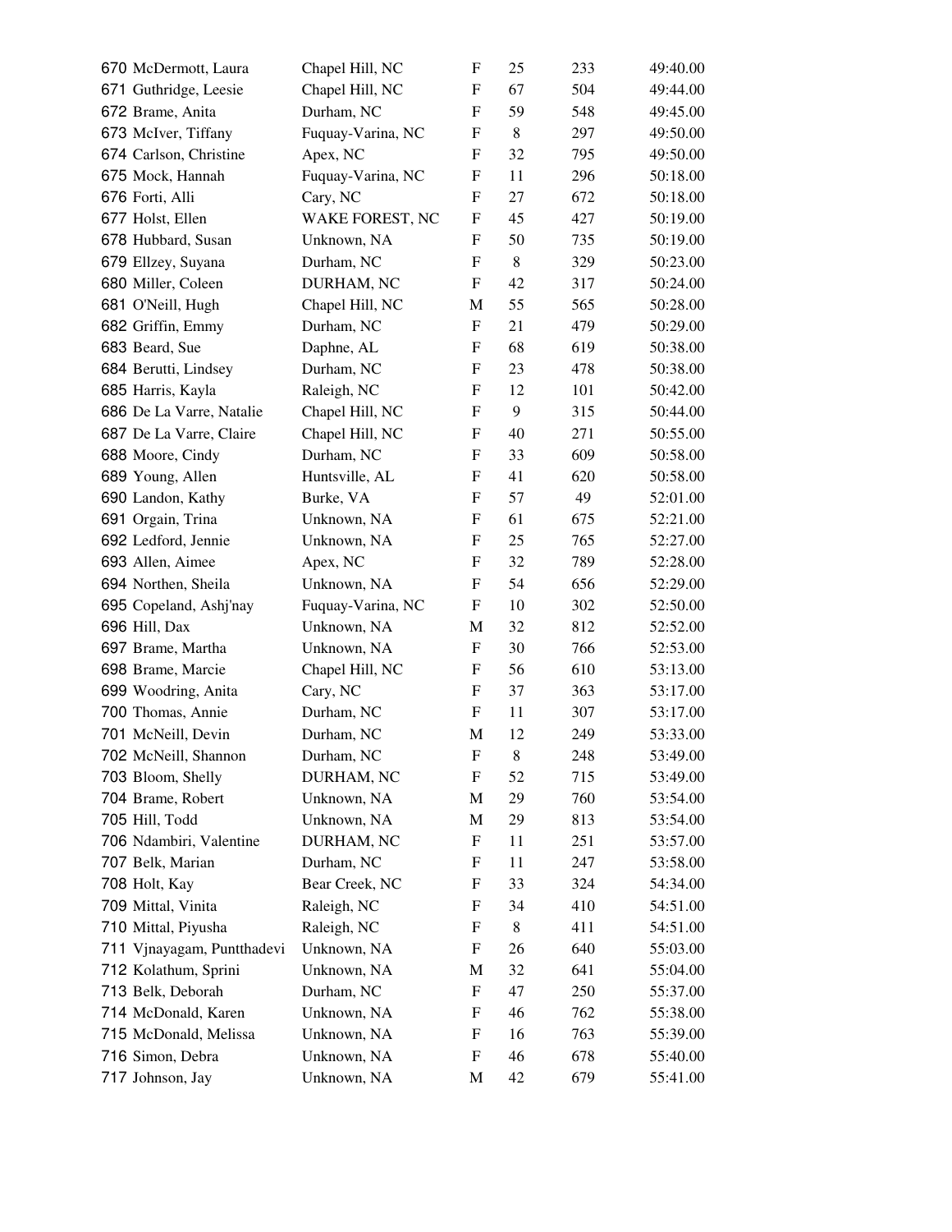| | | | | | |
|---|---|---|---|---|---|
| 670 McDermott, Laura | Chapel Hill, NC | F | 25 | 233 | 49:40.00 |
| 671 Guthridge, Leesie | Chapel Hill, NC | F | 67 | 504 | 49:44.00 |
| 672 Brame, Anita | Durham, NC | F | 59 | 548 | 49:45.00 |
| 673 McIver, Tiffany | Fuquay-Varina, NC | F | 8 | 297 | 49:50.00 |
| 674 Carlson, Christine | Apex, NC | F | 32 | 795 | 49:50.00 |
| 675 Mock, Hannah | Fuquay-Varina, NC | F | 11 | 296 | 50:18.00 |
| 676 Forti, Alli | Cary, NC | F | 27 | 672 | 50:18.00 |
| 677 Holst, Ellen | WAKE FOREST, NC | F | 45 | 427 | 50:19.00 |
| 678 Hubbard, Susan | Unknown, NA | F | 50 | 735 | 50:19.00 |
| 679 Ellzey, Suyana | Durham, NC | F | 8 | 329 | 50:23.00 |
| 680 Miller, Coleen | DURHAM, NC | F | 42 | 317 | 50:24.00 |
| 681 O'Neill, Hugh | Chapel Hill, NC | M | 55 | 565 | 50:28.00 |
| 682 Griffin, Emmy | Durham, NC | F | 21 | 479 | 50:29.00 |
| 683 Beard, Sue | Daphne, AL | F | 68 | 619 | 50:38.00 |
| 684 Berutti, Lindsey | Durham, NC | F | 23 | 478 | 50:38.00 |
| 685 Harris, Kayla | Raleigh, NC | F | 12 | 101 | 50:42.00 |
| 686 De La Varre, Natalie | Chapel Hill, NC | F | 9 | 315 | 50:44.00 |
| 687 De La Varre, Claire | Chapel Hill, NC | F | 40 | 271 | 50:55.00 |
| 688 Moore, Cindy | Durham, NC | F | 33 | 609 | 50:58.00 |
| 689 Young, Allen | Huntsville, AL | F | 41 | 620 | 50:58.00 |
| 690 Landon, Kathy | Burke, VA | F | 57 | 49 | 52:01.00 |
| 691 Orgain, Trina | Unknown, NA | F | 61 | 675 | 52:21.00 |
| 692 Ledford, Jennie | Unknown, NA | F | 25 | 765 | 52:27.00 |
| 693 Allen, Aimee | Apex, NC | F | 32 | 789 | 52:28.00 |
| 694 Northen, Sheila | Unknown, NA | F | 54 | 656 | 52:29.00 |
| 695 Copeland, Ashj'nay | Fuquay-Varina, NC | F | 10 | 302 | 52:50.00 |
| 696 Hill, Dax | Unknown, NA | M | 32 | 812 | 52:52.00 |
| 697 Brame, Martha | Unknown, NA | F | 30 | 766 | 52:53.00 |
| 698 Brame, Marcie | Chapel Hill, NC | F | 56 | 610 | 53:13.00 |
| 699 Woodring, Anita | Cary, NC | F | 37 | 363 | 53:17.00 |
| 700 Thomas, Annie | Durham, NC | F | 11 | 307 | 53:17.00 |
| 701 McNeill, Devin | Durham, NC | M | 12 | 249 | 53:33.00 |
| 702 McNeill, Shannon | Durham, NC | F | 8 | 248 | 53:49.00 |
| 703 Bloom, Shelly | DURHAM, NC | F | 52 | 715 | 53:49.00 |
| 704 Brame, Robert | Unknown, NA | M | 29 | 760 | 53:54.00 |
| 705 Hill, Todd | Unknown, NA | M | 29 | 813 | 53:54.00 |
| 706 Ndambiri, Valentine | DURHAM, NC | F | 11 | 251 | 53:57.00 |
| 707 Belk, Marian | Durham, NC | F | 11 | 247 | 53:58.00 |
| 708 Holt, Kay | Bear Creek, NC | F | 33 | 324 | 54:34.00 |
| 709 Mittal, Vinita | Raleigh, NC | F | 34 | 410 | 54:51.00 |
| 710 Mittal, Piyusha | Raleigh, NC | F | 8 | 411 | 54:51.00 |
| 711 Vjnayagam, Puntthadevi | Unknown, NA | F | 26 | 640 | 55:03.00 |
| 712 Kolathum, Sprini | Unknown, NA | M | 32 | 641 | 55:04.00 |
| 713 Belk, Deborah | Durham, NC | F | 47 | 250 | 55:37.00 |
| 714 McDonald, Karen | Unknown, NA | F | 46 | 762 | 55:38.00 |
| 715 McDonald, Melissa | Unknown, NA | F | 16 | 763 | 55:39.00 |
| 716 Simon, Debra | Unknown, NA | F | 46 | 678 | 55:40.00 |
| 717 Johnson, Jay | Unknown, NA | M | 42 | 679 | 55:41.00 |